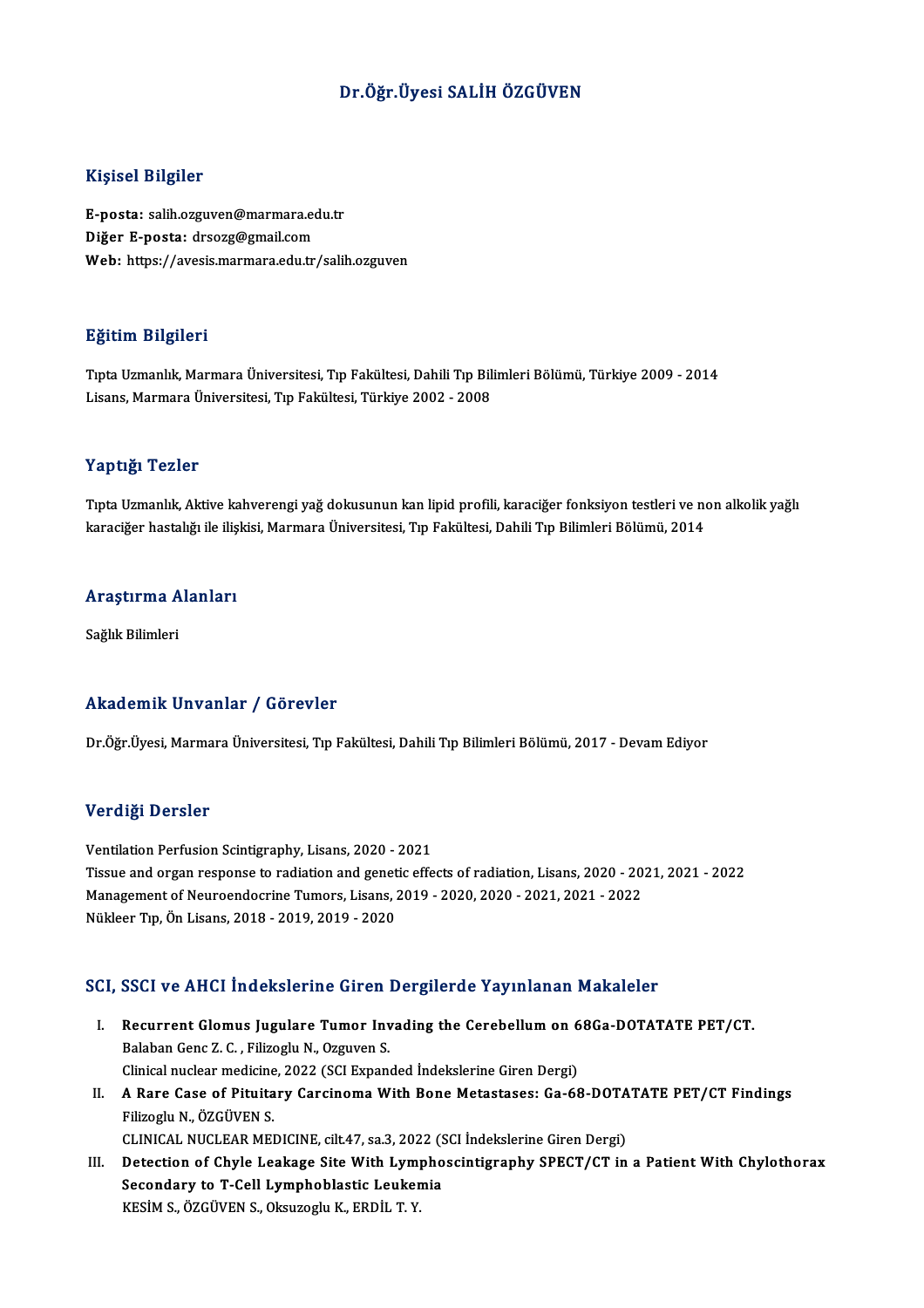# Dr.Öğr.Üyesi SALİH ÖZGÜVEN

## Kişisel Bilgiler

**E-posta:** salih.ozguven@marmara.edu.tr
**Diğer E-posta:** drsozg@gmail.com
**Web:** https://avesis.marmara.edu.tr/salih.ozguven

## Eğitim Bilgileri

Tıpta Uzmanlık, Marmara Üniversitesi, Tıp Fakültesi, Dahili Tıp Bilimleri Bölümü, Türkiye 2009 - 2014
Lisans, Marmara Üniversitesi, Tıp Fakültesi, Türkiye 2002 - 2008

## Yaptığı Tezler

Tıpta Uzmanlık, Aktive kahverengi yağ dokusunun kan lipid profili, karaciğer fonksiyon testleri ve non alkolik yağlı karaciğer hastalığı ile ilişkisi, Marmara Üniversitesi, Tıp Fakültesi, Dahili Tıp Bilimleri Bölümü, 2014

## Araştırma Alanları

Sağlık Bilimleri

## Akademik Unvanlar / Görevler

Dr.Öğr.Üyesi, Marmara Üniversitesi, Tıp Fakültesi, Dahili Tıp Bilimleri Bölümü, 2017 - Devam Ediyor

## Verdiği Dersler

Ventilation Perfusion Scintigraphy, Lisans, 2020 - 2021
Tissue and organ response to radiation and genetic effects of radiation, Lisans, 2020 - 2021, 2021 - 2022
Management of Neuroendocrine Tumors, Lisans, 2019 - 2020, 2020 - 2021, 2021 - 2022
Nükleer Tıp, Ön Lisans, 2018 - 2019, 2019 - 2020

## SCI, SSCI ve AHCI İndekslerine Giren Dergilerde Yayınlanan Makaleler

I. **Recurrent Glomus Jugulare Tumor Invading the Cerebellum on 68Ga-DOTATATE PET/CT.**
Balaban Genc Z. C. , Filizoglu N., Ozguven S.
Clinical nuclear medicine, 2022 (SCI Expanded İndekslerine Giren Dergi)

II. **A Rare Case of Pituitary Carcinoma With Bone Metastases: Ga-68-DOTATATE PET/CT Findings**
Filizoglu N., ÖZGÜVEN S.
CLINICAL NUCLEAR MEDICINE, cilt.47, sa.3, 2022 (SCI İndekslerine Giren Dergi)

III. **Detection of Chyle Leakage Site With Lymphoscintigraphy SPECT/CT in a Patient With Chylothorax Secondary to T-Cell Lymphoblastic Leukemia**
KESİM S., ÖZGÜVEN S., Oksuzoglu K., ERDİL T. Y.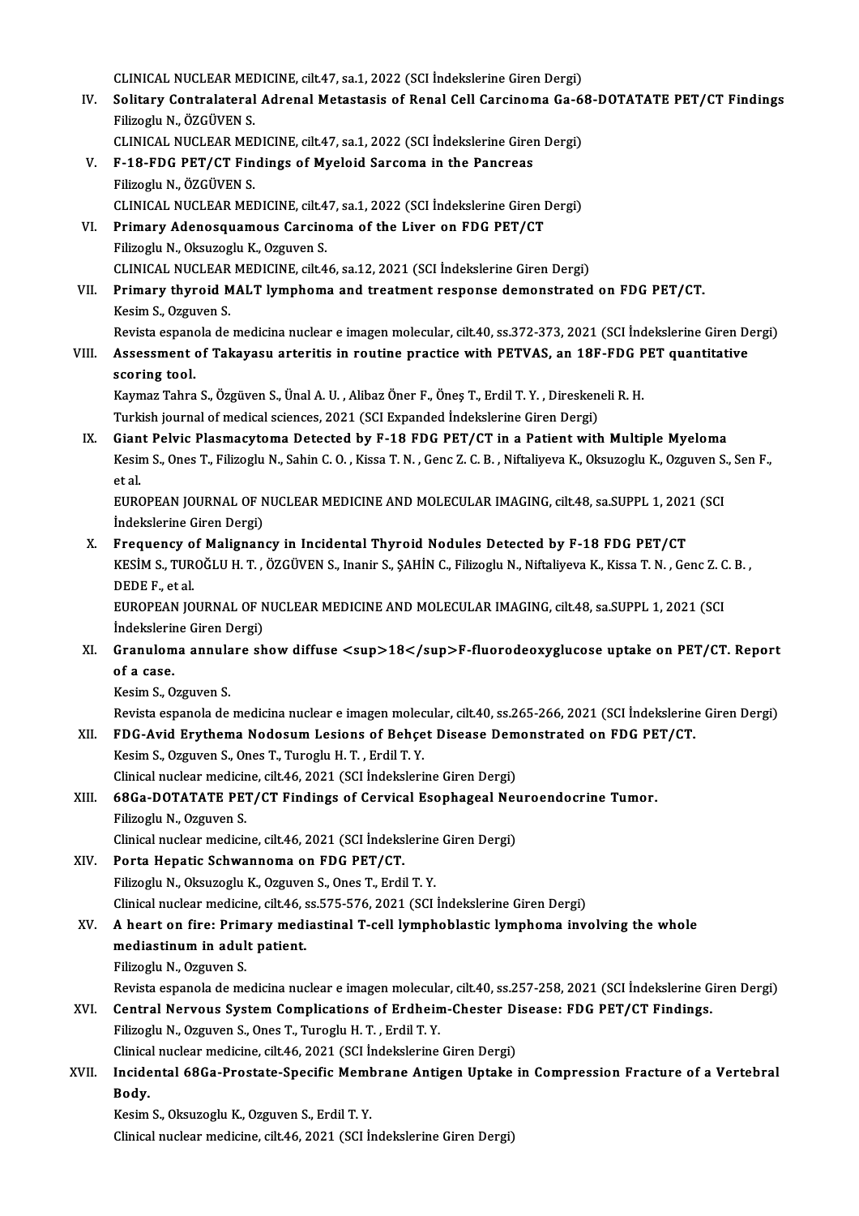CLINICAL NUCLEAR MEDICINE, cilt.47, sa.1, 2022 (SCI İndekslerine Giren Dergi)

IV. **Solitary Contralateral Adrenal Metastasis of Renal Cell Carcinoma Ga-68-DOTATATE PET/CT Findings**
Filizoglu N., ÖZGÜVEN S.
CLINICAL NUCLEAR MEDICINE, cilt.47, sa.1, 2022 (SCI İndekslerine Giren Dergi)

V. **F-18-FDG PET/CT Findings of Myeloid Sarcoma in the Pancreas**
Filizoglu N., ÖZGÜVEN S.
CLINICAL NUCLEAR MEDICINE, cilt.47, sa.1, 2022 (SCI İndekslerine Giren Dergi)

VI. **Primary Adenosquamous Carcinoma of the Liver on FDG PET/CT**
Filizoglu N., Oksuzoglu K., Ozguven S.
CLINICAL NUCLEAR MEDICINE, cilt.46, sa.12, 2021 (SCI İndekslerine Giren Dergi)

VII. **Primary thyroid MALT lymphoma and treatment response demonstrated on FDG PET/CT.**
Kesim S., Ozguven S.
Revista espanola de medicina nuclear e imagen molecular, cilt.40, ss.372-373, 2021 (SCI İndekslerine Giren Dergi)

VIII. **Assessment of Takayasu arteritis in routine practice with PETVAS, an 18F-FDG PET quantitative scoring tool.**
Kaymaz Tahra S., Özgüven S., Ünal A. U. , Alibaz Öner F., Öneş T., Erdil T. Y. , Direskeneli R. H.
Turkish journal of medical sciences, 2021 (SCI Expanded İndekslerine Giren Dergi)

IX. **Giant Pelvic Plasmacytoma Detected by F-18 FDG PET/CT in a Patient with Multiple Myeloma**
Kesim S., Ones T., Filizoglu N., Sahin C. O. , Kissa T. N. , Genc Z. C. B. , Niftaliyeva K., Oksuzoglu K., Ozguven S., Sen F., et al.
EUROPEAN JOURNAL OF NUCLEAR MEDICINE AND MOLECULAR IMAGING, cilt.48, sa.SUPPL 1, 2021 (SCI İndekslerine Giren Dergi)

X. **Frequency of Malignancy in Incidental Thyroid Nodules Detected by F-18 FDG PET/CT**
KESİM S., TUROĞLU H. T. , ÖZGÜVEN S., Inanir S., ŞAHİN C., Filizoglu N., Niftaliyeva K., Kissa T. N. , Genc Z. C. B. , DEDE F., et al.
EUROPEAN JOURNAL OF NUCLEAR MEDICINE AND MOLECULAR IMAGING, cilt.48, sa.SUPPL 1, 2021 (SCI İndekslerine Giren Dergi)

XI. **Granuloma annulare show diffuse <sup>18</sup>F-fluorodeoxyglucose uptake on PET/CT. Report of a case.**
Kesim S., Ozguven S.
Revista espanola de medicina nuclear e imagen molecular, cilt.40, ss.265-266, 2021 (SCI İndekslerine Giren Dergi)

XII. **FDG-Avid Erythema Nodosum Lesions of Behçet Disease Demonstrated on FDG PET/CT.**
Kesim S., Ozguven S., Ones T., Turoglu H. T. , Erdil T. Y.
Clinical nuclear medicine, cilt.46, 2021 (SCI İndekslerine Giren Dergi)

XIII. **68Ga-DOTATATE PET/CT Findings of Cervical Esophageal Neuroendocrine Tumor.**
Filizoglu N., Ozguven S.
Clinical nuclear medicine, cilt.46, 2021 (SCI İndekslerine Giren Dergi)

XIV. **Porta Hepatic Schwannoma on FDG PET/CT.**
Filizoglu N., Oksuzoglu K., Ozguven S., Ones T., Erdil T. Y.
Clinical nuclear medicine, cilt.46, ss.575-576, 2021 (SCI İndekslerine Giren Dergi)

XV. **A heart on fire: Primary mediastinal T-cell lymphoblastic lymphoma involving the whole mediastinum in adult patient.**
Filizoglu N., Ozguven S.
Revista espanola de medicina nuclear e imagen molecular, cilt.40, ss.257-258, 2021 (SCI İndekslerine Giren Dergi)

XVI. **Central Nervous System Complications of Erdheim-Chester Disease: FDG PET/CT Findings.**
Filizoglu N., Ozguven S., Ones T., Turoglu H. T. , Erdil T. Y.
Clinical nuclear medicine, cilt.46, 2021 (SCI İndekslerine Giren Dergi)

XVII. **Incidental 68Ga-Prostate-Specific Membrane Antigen Uptake in Compression Fracture of a Vertebral Body.**
Kesim S., Oksuzoglu K., Ozguven S., Erdil T. Y.
Clinical nuclear medicine, cilt.46, 2021 (SCI İndekslerine Giren Dergi)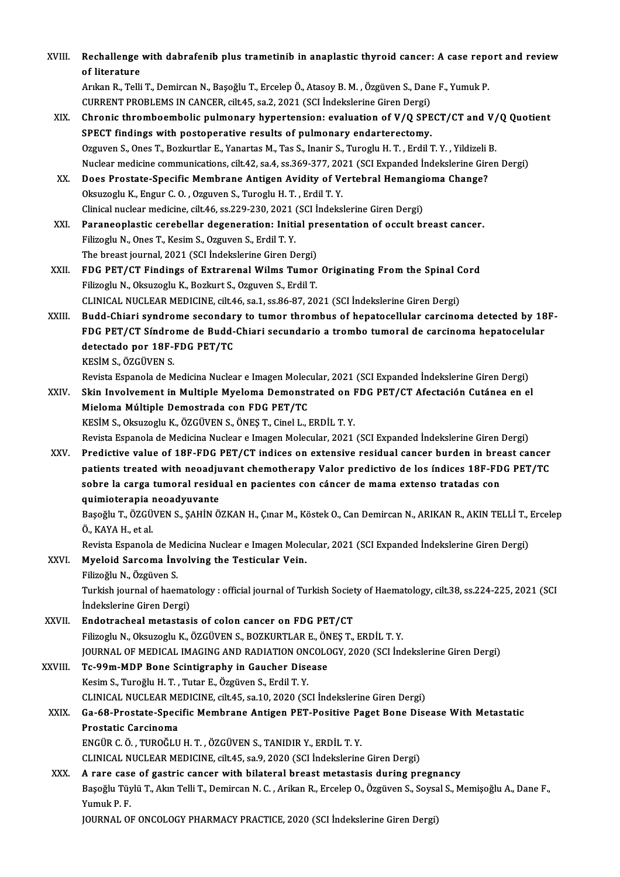XVIII. **Rechallenge with dabrafenib plus trametinib in anaplastic thyroid cancer: A case report and review of literature**
Arıkan R., Telli T., Demircan N., Başoğlu T., Ercelep Ö., Atasoy B. M. , Özgüven S., Dane F., Yumuk P.
CURRENT PROBLEMS IN CANCER, cilt.45, sa.2, 2021 (SCI İndekslerine Giren Dergi)

XIX. **Chronic thromboembolic pulmonary hypertension: evaluation of V/Q SPECT/CT and V/Q Quotient SPECT findings with postoperative results of pulmonary endarterectomy.**
Ozguven S., Ones T., Bozkurtlar E., Yanartas M., Tas S., Inanir S., Turoglu H. T. , Erdil T. Y. , Yildizeli B.
Nuclear medicine communications, cilt.42, sa.4, ss.369-377, 2021 (SCI Expanded İndekslerine Giren Dergi)

XX. **Does Prostate-Specific Membrane Antigen Avidity of Vertebral Hemangioma Change?**
Oksuzoglu K., Engur C. O. , Ozguven S., Turoglu H. T. , Erdil T. Y.
Clinical nuclear medicine, cilt.46, ss.229-230, 2021 (SCI İndekslerine Giren Dergi)

XXI. **Paraneoplastic cerebellar degeneration: Initial presentation of occult breast cancer.**
Filizoglu N., Ones T., Kesim S., Ozguven S., Erdil T. Y.
The breast journal, 2021 (SCI İndekslerine Giren Dergi)

XXII. **FDG PET/CT Findings of Extrarenal Wilms Tumor Originating From the Spinal Cord**
Filizoglu N., Oksuzoglu K., Bozkurt S., Ozguven S., Erdil T.
CLINICAL NUCLEAR MEDICINE, cilt.46, sa.1, ss.86-87, 2021 (SCI İndekslerine Giren Dergi)

XXIII. **Budd-Chiari syndrome secondary to tumor thrombus of hepatocellular carcinoma detected by 18F-FDG PET/CT Síndrome de Budd-Chiari secundario a trombo tumoral de carcinoma hepatocelular detectado por 18F-FDG PET/TC**
KESİM S., ÖZGÜVEN S.
Revista Espanola de Medicina Nuclear e Imagen Molecular, 2021 (SCI Expanded İndekslerine Giren Dergi)

XXIV. **Skin Involvement in Multiple Myeloma Demonstrated on FDG PET/CT Afectación Cutánea en el Mieloma Múltiple Demostrada con FDG PET/TC**
KESİM S., Oksuzoglu K., ÖZGÜVEN S., ÖNEŞ T., Cinel L., ERDİL T. Y.
Revista Espanola de Medicina Nuclear e Imagen Molecular, 2021 (SCI Expanded İndekslerine Giren Dergi)

XXV. **Predictive value of 18F-FDG PET/CT indices on extensive residual cancer burden in breast cancer patients treated with neoadjuvant chemotherapy Valor predictivo de los índices 18F-FDG PET/TC sobre la carga tumoral residual en pacientes con cáncer de mama extenso tratadas con quimioterapia neoadyuvante**
Başoğlu T., ÖZGÜVEN S., ŞAHİN ÖZKAN H., Çınar M., Köstek O., Can Demircan N., ARIKAN R., AKIN TELLİ T., Ercelep Ö., KAYA H., et al.
Revista Espanola de Medicina Nuclear e Imagen Molecular, 2021 (SCI Expanded İndekslerine Giren Dergi)

XXVI. **Myeloid Sarcoma İnvolving the Testicular Vein.**
Filizoğlu N., Özgüven S.
Turkish journal of haematology : official journal of Turkish Society of Haematology, cilt.38, ss.224-225, 2021 (SCI İndekslerine Giren Dergi)

XXVII. **Endotracheal metastasis of colon cancer on FDG PET/CT**
Filizoglu N., Oksuzoglu K., ÖZGÜVEN S., BOZKURTLAR E., ÖNEŞ T., ERDİL T. Y.
JOURNAL OF MEDICAL IMAGING AND RADIATION ONCOLOGY, 2020 (SCI İndekslerine Giren Dergi)

XXVIII. **Tc-99m-MDP Bone Scintigraphy in Gaucher Disease**
Kesim S., Turoğlu H. T. , Tutar E., Özgüven S., Erdil T. Y.
CLINICAL NUCLEAR MEDICINE, cilt.45, sa.10, 2020 (SCI İndekslerine Giren Dergi)

XXIX. **Ga-68-Prostate-Specific Membrane Antigen PET-Positive Paget Bone Disease With Metastatic Prostatic Carcinoma**
ENGÜR C. Ö. , TUROĞLU H. T. , ÖZGÜVEN S., TANIDIR Y., ERDİL T. Y.
CLINICAL NUCLEAR MEDICINE, cilt.45, sa.9, 2020 (SCI İndekslerine Giren Dergi)

XXX. **A rare case of gastric cancer with bilateral breast metastasis during pregnancy**
Başoğlu Tüylü T., Akın Telli T., Demircan N. C. , Arikan R., Ercelep O., Özgüven S., Soysal S., Memişoğlu A., Dane F., Yumuk P. F.
JOURNAL OF ONCOLOGY PHARMACY PRACTICE, 2020 (SCI İndekslerine Giren Dergi)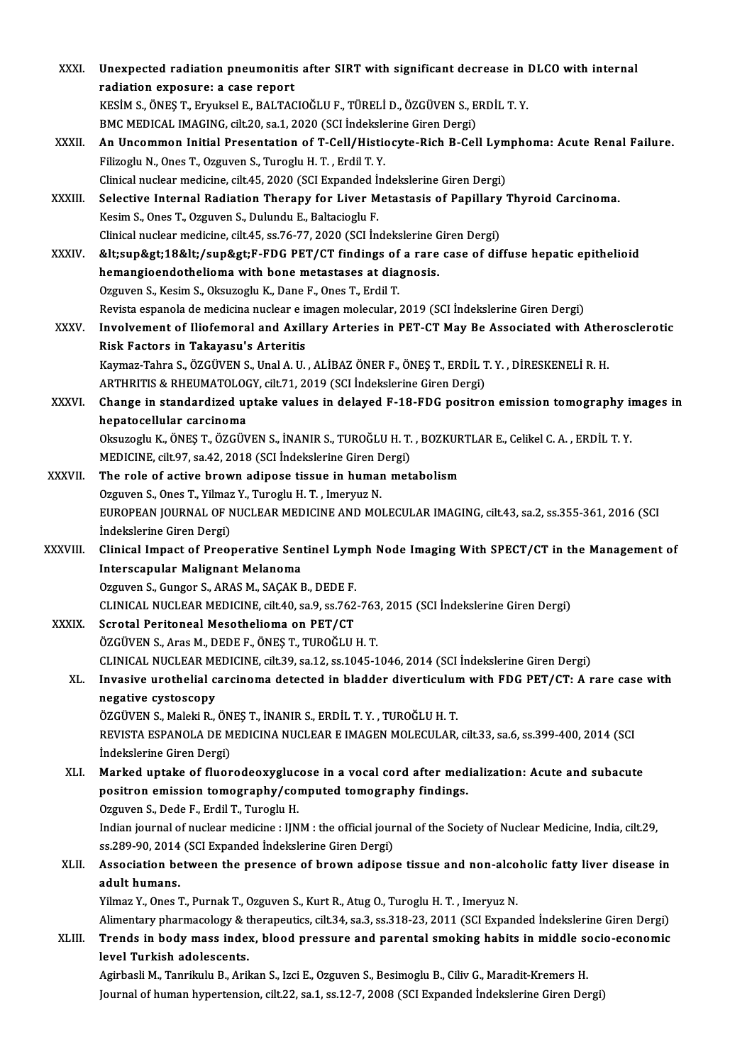XXXI. **Unexpected radiation pneumonitis after SIRT with significant decrease in DLCO with internal radiation exposure: a case report**
KESİM S., ÖNEŞ T., Eryuksel E., BALTACIOĞLU F., TÜRELİ D., ÖZGÜVEN S., ERDİL T. Y.
BMC MEDICAL IMAGING, cilt.20, sa.1, 2020 (SCI İndekslerine Giren Dergi)

XXXII. **An Uncommon Initial Presentation of T-Cell/Histiocyte-Rich B-Cell Lymphoma: Acute Renal Failure.**
Filizoglu N., Ones T., Ozguven S., Turoglu H. T. , Erdil T. Y.
Clinical nuclear medicine, cilt.45, 2020 (SCI Expanded İndekslerine Giren Dergi)

XXXIII. **Selective Internal Radiation Therapy for Liver Metastasis of Papillary Thyroid Carcinoma.**
Kesim S., Ones T., Ozguven S., Dulundu E., Baltacioglu F.
Clinical nuclear medicine, cilt.45, ss.76-77, 2020 (SCI İndekslerine Giren Dergi)

XXXIV. **&lt;sup&gt;18&lt;/sup&gt;F-FDG PET/CT findings of a rare case of diffuse hepatic epithelioid hemangioendothelioma with bone metastases at diagnosis.**
Ozguven S., Kesim S., Oksuzoglu K., Dane F., Ones T., Erdil T.
Revista espanola de medicina nuclear e imagen molecular, 2019 (SCI İndekslerine Giren Dergi)

XXXV. **Involvement of Iliofemoral and Axillary Arteries in PET-CT May Be Associated with Atherosclerotic Risk Factors in Takayasu's Arteritis**
Kaymaz-Tahra S., ÖZGÜVEN S., Unal A. U. , ALİBAZ ÖNER F., ÖNEŞ T., ERDİL T. Y. , DİRESKENELİ R. H.
ARTHRITIS & RHEUMATOLOGY, cilt.71, 2019 (SCI İndekslerine Giren Dergi)

XXXVI. **Change in standardized uptake values in delayed F-18-FDG positron emission tomography images in hepatocellular carcinoma**
Oksuzoglu K., ÖNEŞ T., ÖZGÜVEN S., İNANIR S., TUROĞLU H. T. , BOZKURTLAR E., Celikel C. A. , ERDİL T. Y.
MEDICINE, cilt.97, sa.42, 2018 (SCI İndekslerine Giren Dergi)

XXXVII. **The role of active brown adipose tissue in human metabolism**
Ozguven S., Ones T., Yilmaz Y., Turoglu H. T. , Imeryuz N.
EUROPEAN JOURNAL OF NUCLEAR MEDICINE AND MOLECULAR IMAGING, cilt.43, sa.2, ss.355-361, 2016 (SCI İndekslerine Giren Dergi)

XXXVIII. **Clinical Impact of Preoperative Sentinel Lymph Node Imaging With SPECT/CT in the Management of Interscapular Malignant Melanoma**
Ozguven S., Gungor S., ARAS M., SAÇAK B., DEDE F.
CLINICAL NUCLEAR MEDICINE, cilt.40, sa.9, ss.762-763, 2015 (SCI İndekslerine Giren Dergi)

XXXIX. **Scrotal Peritoneal Mesothelioma on PET/CT**
ÖZGÜVEN S., Aras M., DEDE F., ÖNEŞ T., TUROĞLU H. T.
CLINICAL NUCLEAR MEDICINE, cilt.39, sa.12, ss.1045-1046, 2014 (SCI İndekslerine Giren Dergi)

XL. **Invasive urothelial carcinoma detected in bladder diverticulum with FDG PET/CT: A rare case with negative cystoscopy**
ÖZGÜVEN S., Maleki R., ÖNEŞ T., İNANIR S., ERDİL T. Y. , TUROĞLU H. T.
REVISTA ESPANOLA DE MEDICINA NUCLEAR E IMAGEN MOLECULAR, cilt.33, sa.6, ss.399-400, 2014 (SCI İndekslerine Giren Dergi)

XLI. **Marked uptake of fluorodeoxyglucose in a vocal cord after medialization: Acute and subacute positron emission tomography/computed tomography findings.**
Ozguven S., Dede F., Erdil T., Turoglu H.
Indian journal of nuclear medicine : IJNM : the official journal of the Society of Nuclear Medicine, India, cilt.29, ss.289-90, 2014 (SCI Expanded İndekslerine Giren Dergi)

XLII. **Association between the presence of brown adipose tissue and non-alcoholic fatty liver disease in adult humans.**
Yilmaz Y., Ones T., Purnak T., Ozguven S., Kurt R., Atug O., Turoglu H. T. , Imeryuz N.
Alimentary pharmacology & therapeutics, cilt.34, sa.3, ss.318-23, 2011 (SCI Expanded İndekslerine Giren Dergi)

XLIII. **Trends in body mass index, blood pressure and parental smoking habits in middle socio-economic level Turkish adolescents.**
Agirbasli M., Tanrikulu B., Arikan S., Izci E., Ozguven S., Besimoglu B., Ciliv G., Maradit-Kremers H.
Journal of human hypertension, cilt.22, sa.1, ss.12-7, 2008 (SCI Expanded İndekslerine Giren Dergi)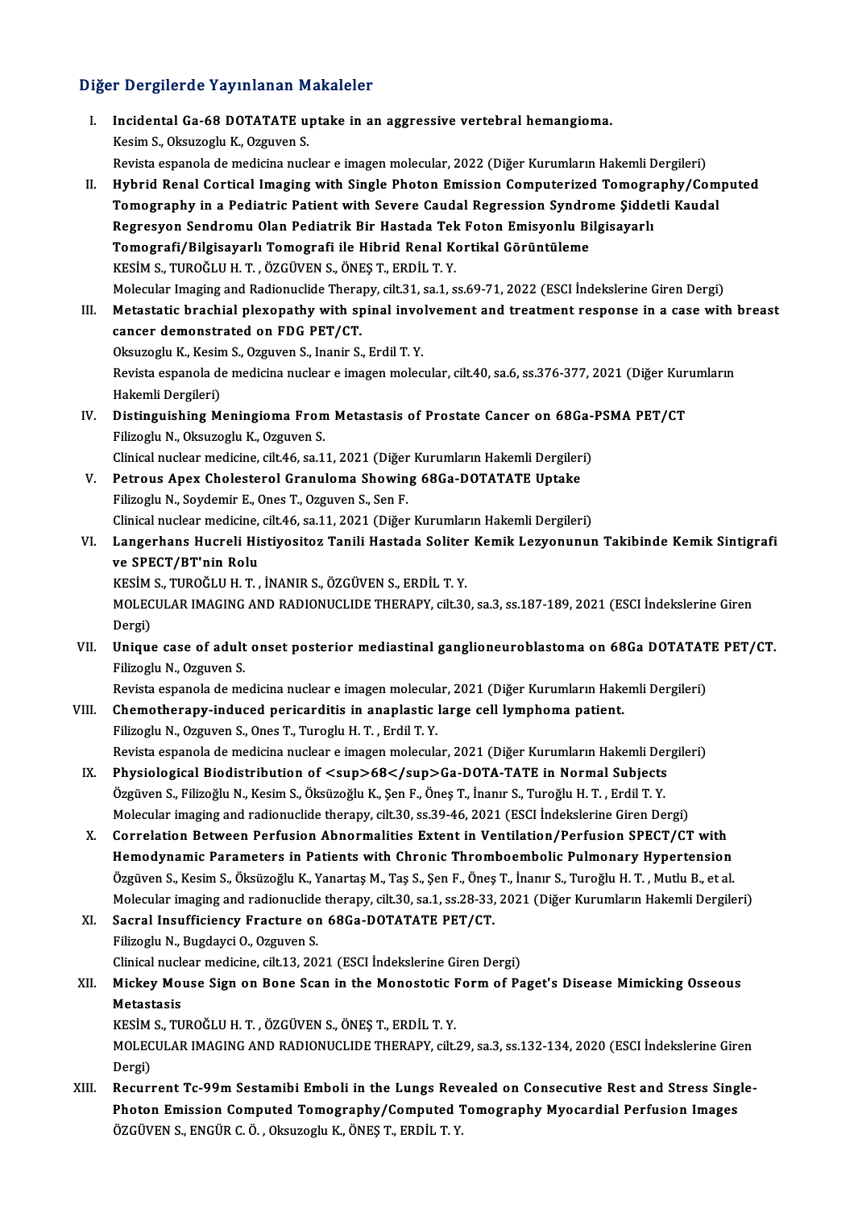## Diğer Dergilerde Yayınlanan Makaleler

I. **Incidental Ga-68 DOTATATE uptake in an aggressive vertebral hemangioma.**
Kesim S., Oksuzoglu K., Ozguven S.
Revista espanola de medicina nuclear e imagen molecular, 2022 (Diğer Kurumların Hakemli Dergileri)

II. **Hybrid Renal Cortical Imaging with Single Photon Emission Computerized Tomography/Computed Tomography in a Pediatric Patient with Severe Caudal Regression Syndrome Şiddetli Kaudal Regresyon Sendromu Olan Pediatrik Bir Hastada Tek Foton Emisyonlu Bilgisayarlı Tomografi/Bilgisayarlı Tomografi ile Hibrid Renal Kortikal Görüntüleme**
KESİM S., TUROĞLU H. T. , ÖZGÜVEN S., ÖNEŞ T., ERDİL T. Y.
Molecular Imaging and Radionuclide Therapy, cilt.31, sa.1, ss.69-71, 2022 (ESCI İndekslerine Giren Dergi)

III. **Metastatic brachial plexopathy with spinal involvement and treatment response in a case with breast cancer demonstrated on FDG PET/CT.**
Oksuzoglu K., Kesim S., Ozguven S., Inanir S., Erdil T. Y.
Revista espanola de medicina nuclear e imagen molecular, cilt.40, sa.6, ss.376-377, 2021 (Diğer Kurumların Hakemli Dergileri)

IV. **Distinguishing Meningioma From Metastasis of Prostate Cancer on 68Ga-PSMA PET/CT**
Filizoglu N., Oksuzoglu K., Ozguven S.
Clinical nuclear medicine, cilt.46, sa.11, 2021 (Diğer Kurumların Hakemli Dergileri)

V. **Petrous Apex Cholesterol Granuloma Showing 68Ga-DOTATATE Uptake**
Filizoglu N., Soydemir E., Ones T., Ozguven S., Sen F.
Clinical nuclear medicine, cilt.46, sa.11, 2021 (Diğer Kurumların Hakemli Dergileri)

VI. **Langerhans Hucreli Histiyositoz Tanili Hastada Soliter Kemik Lezyonunun Takibinde Kemik Sintigrafi ve SPECT/BT'nin Rolu**
KESİM S., TUROĞLU H. T. , İNANIR S., ÖZGÜVEN S., ERDİL T. Y.
MOLECULAR IMAGING AND RADIONUCLIDE THERAPY, cilt.30, sa.3, ss.187-189, 2021 (ESCI İndekslerine Giren Dergi)

VII. **Unique case of adult onset posterior mediastinal ganglioneuroblastoma on 68Ga DOTATATE PET/CT.**
Filizoglu N., Ozguven S.
Revista espanola de medicina nuclear e imagen molecular, 2021 (Diğer Kurumların Hakemli Dergileri)

VIII. **Chemotherapy-induced pericarditis in anaplastic large cell lymphoma patient.**
Filizoglu N., Ozguven S., Ones T., Turoglu H. T. , Erdil T. Y.
Revista espanola de medicina nuclear e imagen molecular, 2021 (Diğer Kurumların Hakemli Dergileri)

IX. **Physiological Biodistribution of <sup>68</sup>Ga-DOTA-TATE in Normal Subjects**
Özgüven S., Filizoğlu N., Kesim S., Öksüzoğlu K., Şen F., Öneş T., İnanır S., Turoğlu H. T. , Erdil T. Y.
Molecular imaging and radionuclide therapy, cilt.30, ss.39-46, 2021 (ESCI İndekslerine Giren Dergi)

X. **Correlation Between Perfusion Abnormalities Extent in Ventilation/Perfusion SPECT/CT with Hemodynamic Parameters in Patients with Chronic Thromboembolic Pulmonary Hypertension**
Özgüven S., Kesim S., Öksüzoğlu K., Yanartaş M., Taş S., Şen F., Öneş T., İnanır S., Turoğlu H. T. , Mutlu B., et al.
Molecular imaging and radionuclide therapy, cilt.30, sa.1, ss.28-33, 2021 (Diğer Kurumların Hakemli Dergileri)

XI. **Sacral Insufficiency Fracture on 68Ga-DOTATATE PET/CT.**
Filizoglu N., Bugdayci O., Ozguven S.
Clinical nuclear medicine, cilt.13, 2021 (ESCI İndekslerine Giren Dergi)

XII. **Mickey Mouse Sign on Bone Scan in the Monostotic Form of Paget's Disease Mimicking Osseous Metastasis**
KESİM S., TUROĞLU H. T. , ÖZGÜVEN S., ÖNEŞ T., ERDİL T. Y.
MOLECULAR IMAGING AND RADIONUCLIDE THERAPY, cilt.29, sa.3, ss.132-134, 2020 (ESCI İndekslerine Giren Dergi)

XIII. **Recurrent Tc-99m Sestamibi Emboli in the Lungs Revealed on Consecutive Rest and Stress Single-Photon Emission Computed Tomography/Computed Tomography Myocardial Perfusion Images**
ÖZGÜVEN S., ENGÜR C. Ö. , Oksuzoglu K., ÖNEŞ T., ERDİL T. Y.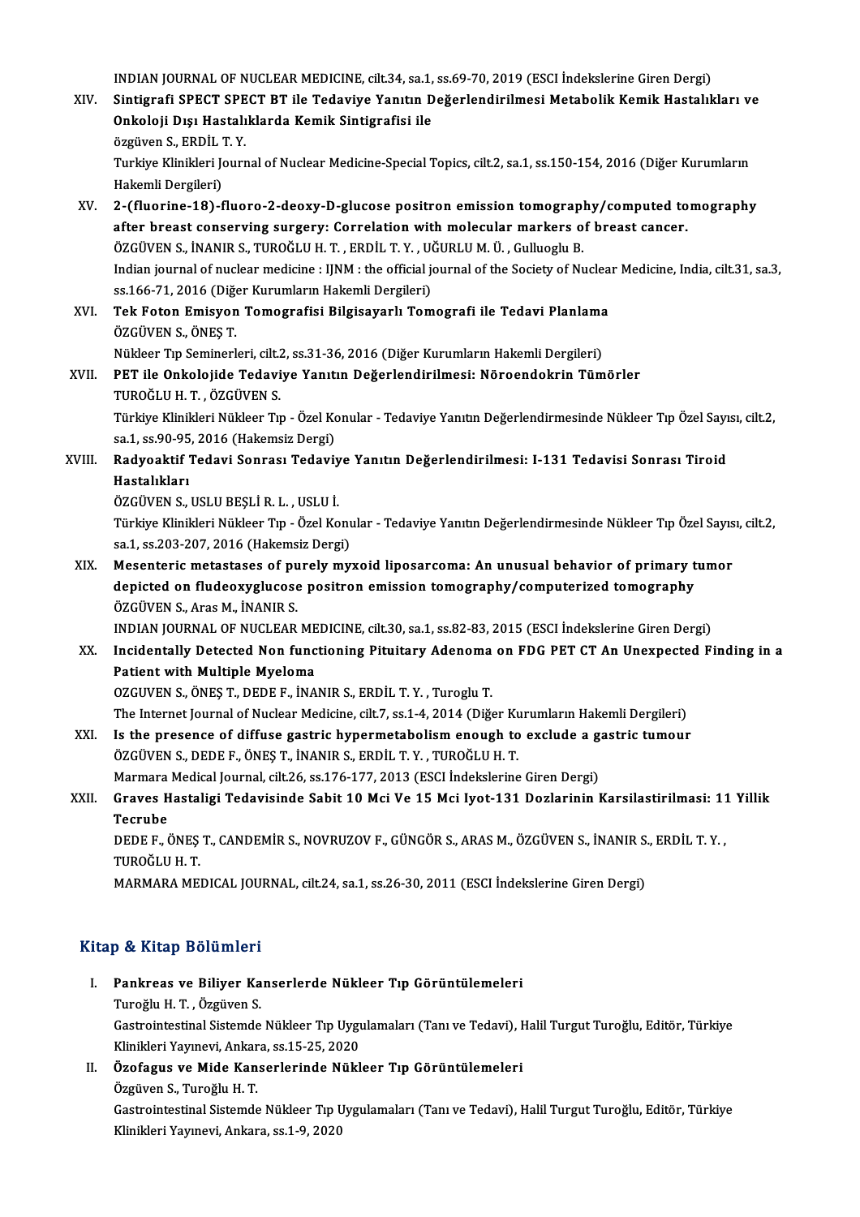INDIAN JOURNAL OF NUCLEAR MEDICINE, cilt.34, sa.1, ss.69-70, 2019 (ESCI İndekslerine Giren Dergi)

XIV. **Sintigrafi SPECT SPECT BT ile Tedaviye Yanıtın Değerlendirilmesi Metabolik Kemik Hastalıkları ve Onkoloji Dışı Hastalıklarda Kemik Sintigrafisi ile**
özgüven S., ERDİL T. Y.
Turkiye Klinikleri Journal of Nuclear Medicine-Special Topics, cilt.2, sa.1, ss.150-154, 2016 (Diğer Kurumların Hakemli Dergileri)

XV. **2-(fluorine-18)-fluoro-2-deoxy-D-glucose positron emission tomography/computed tomography after breast conserving surgery: Correlation with molecular markers of breast cancer.**
ÖZGÜVEN S., İNANIR S., TUROĞLU H. T. , ERDİL T. Y. , UĞURLU M. Ü. , Gulluoglu B.
Indian journal of nuclear medicine : IJNM : the official journal of the Society of Nuclear Medicine, India, cilt.31, sa.3, ss.166-71, 2016 (Diğer Kurumların Hakemli Dergileri)

XVI. **Tek Foton Emisyon Tomografisi Bilgisayarlı Tomografi ile Tedavi Planlama**
ÖZGÜVEN S., ÖNEŞ T.
Nükleer Tıp Seminerleri, cilt.2, ss.31-36, 2016 (Diğer Kurumların Hakemli Dergileri)

XVII. **PET ile Onkolojide Tedaviye Yanıtın Değerlendirilmesi: Nöroendokrin Tümörler**
TUROĞLU H. T. , ÖZGÜVEN S.
Türkiye Klinikleri Nükleer Tıp - Özel Konular - Tedaviye Yanıtın Değerlendirmesinde Nükleer Tıp Özel Sayısı, cilt.2, sa.1, ss.90-95, 2016 (Hakemsiz Dergi)

XVIII. **Radyoaktif Tedavi Sonrası Tedaviye Yanıtın Değerlendirilmesi: I-131 Tedavisi Sonrası Tiroid Hastalıkları**
ÖZGÜVEN S., USLU BEŞLİ R. L. , USLU İ.
Türkiye Klinikleri Nükleer Tıp - Özel Konular - Tedaviye Yanıtın Değerlendirmesinde Nükleer Tıp Özel Sayısı, cilt.2, sa.1, ss.203-207, 2016 (Hakemsiz Dergi)

XIX. **Mesenteric metastases of purely myxoid liposarcoma: An unusual behavior of primary tumor depicted on fludeoxyglucose positron emission tomography/computerized tomography**
ÖZGÜVEN S., Aras M., İNANIR S.
INDIAN JOURNAL OF NUCLEAR MEDICINE, cilt.30, sa.1, ss.82-83, 2015 (ESCI İndekslerine Giren Dergi)

XX. **Incidentally Detected Non functioning Pituitary Adenoma on FDG PET CT An Unexpected Finding in a Patient with Multiple Myeloma**
OZGUVEN S., ÖNEŞ T., DEDE F., İNANIR S., ERDİL T. Y. , Turoglu T.
The Internet Journal of Nuclear Medicine, cilt.7, ss.1-4, 2014 (Diğer Kurumların Hakemli Dergileri)

XXI. **Is the presence of diffuse gastric hypermetabolism enough to exclude a gastric tumour**
ÖZGÜVEN S., DEDE F., ÖNEŞ T., İNANIR S., ERDİL T. Y. , TUROĞLU H. T.
Marmara Medical Journal, cilt.26, ss.176-177, 2013 (ESCI İndekslerine Giren Dergi)

XXII. **Graves Hastaligi Tedavisinde Sabit 10 Mci Ve 15 Mci Iyot-131 Dozlarinin Karsilastirilmasi: 11 Yillik Tecrube**
DEDE F., ÖNEŞ T., CANDEMİR S., NOVRUZOV F., GÜNGÖR S., ARAS M., ÖZGÜVEN S., İNANIR S., ERDİL T. Y. , TUROĞLU H. T.
MARMARA MEDICAL JOURNAL, cilt.24, sa.1, ss.26-30, 2011 (ESCI İndekslerine Giren Dergi)

## Kitap & Kitap Bölümleri

I. **Pankreas ve Biliyer Kanserlerde Nükleer Tıp Görüntülemeleri**
Turoğlu H. T. , Özgüven S.
Gastrointestinal Sistemde Nükleer Tıp Uygulamaları (Tanı ve Tedavi), Halil Turgut Turoğlu, Editör, Türkiye Klinikleri Yayınevi, Ankara, ss.15-25, 2020

II. **Özofagus ve Mide Kanserlerinde Nükleer Tıp Görüntülemeleri**
Özgüven S., Turoğlu H. T.
Gastrointestinal Sistemde Nükleer Tıp Uygulamaları (Tanı ve Tedavi), Halil Turgut Turoğlu, Editör, Türkiye Klinikleri Yayınevi, Ankara, ss.1-9, 2020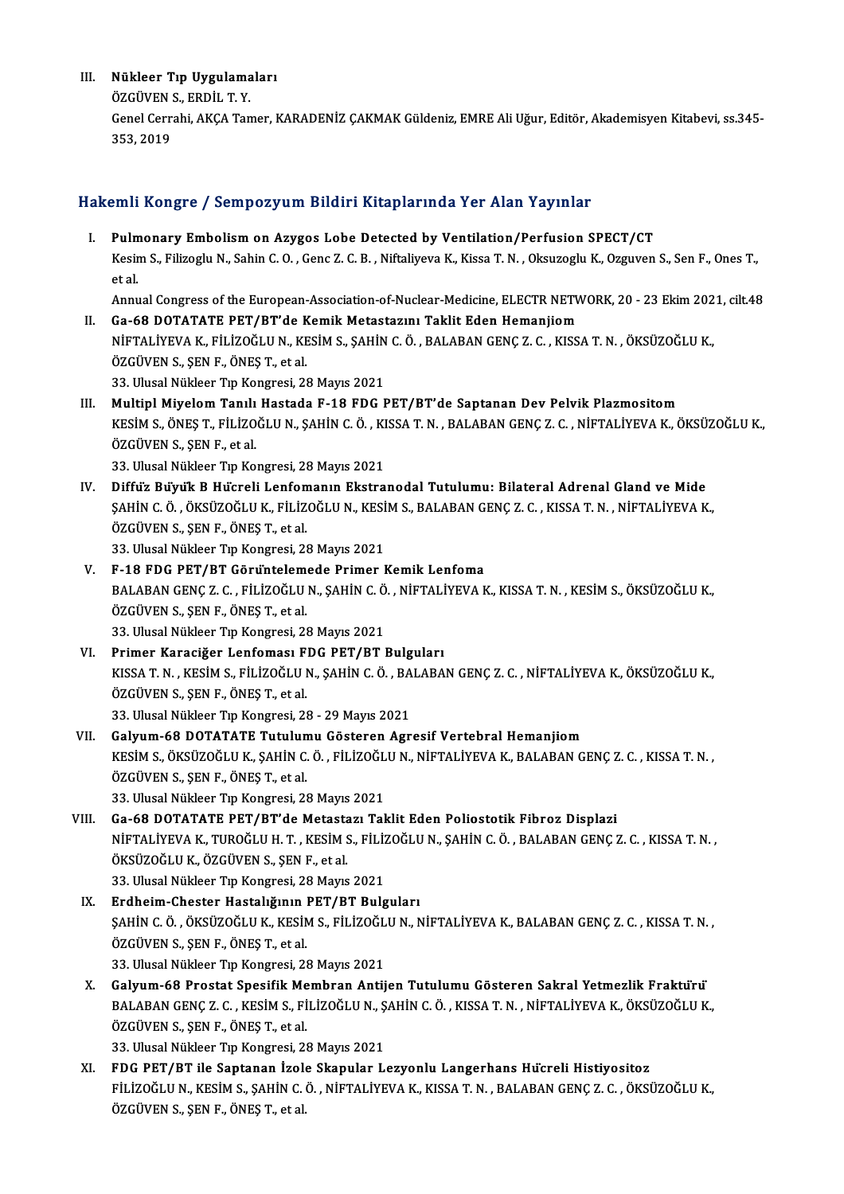III. **Nükleer Tıp Uygulamaları**
ÖZGÜVEN S., ERDİL T. Y.
Genel Cerrahi, AKÇA Tamer, KARADENİZ ÇAKMAK Güldeniz, EMRE Ali Uğur, Editör, Akademisyen Kitabevi, ss.345-353, 2019

## Hakemli Kongre / Sempozyum Bildiri Kitaplarında Yer Alan Yayınlar

I. **Pulmonary Embolism on Azygos Lobe Detected by Ventilation/Perfusion SPECT/CT**
Kesim S., Filizoglu N., Sahin C. O. , Genc Z. C. B. , Niftaliyeva K., Kissa T. N. , Oksuzoglu K., Ozguven S., Sen F., Ones T., et al.
Annual Congress of the European-Association-of-Nuclear-Medicine, ELECTR NETWORK, 20 - 23 Ekim 2021, cilt.48

II. **Ga-68 DOTATATE PET/BT'de Kemik Metastazını Taklit Eden Hemanjiom**
NİFTALİYEVA K., FİLİZOĞLU N., KESİM S., ŞAHİN C. Ö. , BALABAN GENÇ Z. C. , KISSA T. N. , ÖKSÜZOĞLU K., ÖZGÜVEN S., ŞEN F., ÖNEŞ T., et al.
33. Ulusal Nükleer Tıp Kongresi, 28 Mayıs 2021

III. **Multipl Miyelom Tanılı Hastada F-18 FDG PET/BT'de Saptanan Dev Pelvik Plazmositom**
KESİM S., ÖNEŞ T., FİLİZOĞLU N., ŞAHİN C. Ö. , KISSA T. N. , BALABAN GENÇ Z. C. , NİFTALİYEVA K., ÖKSÜZOĞLU K., ÖZGÜVEN S., ŞEN F., et al.
33. Ulusal Nükleer Tıp Kongresi, 28 Mayıs 2021

IV. **Diffüz Büyük B Hücreli Lenfomanın Ekstranodal Tutulumu: Bilateral Adrenal Gland ve Mide**
ŞAHİN C. Ö. , ÖKSÜZOĞLU K., FİLİZOĞLU N., KESİM S., BALABAN GENÇ Z. C. , KISSA T. N. , NİFTALİYEVA K., ÖZGÜVEN S., ŞEN F., ÖNEŞ T., et al.
33. Ulusal Nükleer Tıp Kongresi, 28 Mayıs 2021

V. **F-18 FDG PET/BT Görüntelemede Primer Kemik Lenfoma**
BALABAN GENÇ Z. C. , FİLİZOĞLU N., ŞAHİN C. Ö. , NİFTALİYEVA K., KISSA T. N. , KESİM S., ÖKSÜZOĞLU K., ÖZGÜVEN S., ŞEN F., ÖNEŞ T., et al.
33. Ulusal Nükleer Tıp Kongresi, 28 Mayıs 2021

VI. **Primer Karaciğer Lenfoması FDG PET/BT Bulguları**
KISSA T. N. , KESİM S., FİLİZOĞLU N., ŞAHİN C. Ö. , BALABAN GENÇ Z. C. , NİFTALİYEVA K., ÖKSÜZOĞLU K., ÖZGÜVEN S., ŞEN F., ÖNEŞ T., et al.
33. Ulusal Nükleer Tıp Kongresi, 28 - 29 Mayıs 2021

VII. **Galyum-68 DOTATATE Tutulumu Gösteren Agresif Vertebral Hemanjiom**
KESİM S., ÖKSÜZOĞLU K., ŞAHİN C. Ö. , FİLİZOĞLU N., NİFTALİYEVA K., BALABAN GENÇ Z. C. , KISSA T. N. , ÖZGÜVEN S., ŞEN F., ÖNEŞ T., et al.
33. Ulusal Nükleer Tıp Kongresi, 28 Mayıs 2021

VIII. **Ga-68 DOTATATE PET/BT'de Metastazı Taklit Eden Poliostotik Fibroz Displazi**
NİFTALİYEVA K., TUROĞLU H. T. , KESİM S., FİLİZOĞLU N., ŞAHİN C. Ö. , BALABAN GENÇ Z. C. , KISSA T. N. , ÖKSÜZOĞLU K., ÖZGÜVEN S., ŞEN F., et al.
33. Ulusal Nükleer Tıp Kongresi, 28 Mayıs 2021

IX. **Erdheim-Chester Hastalığının PET/BT Bulguları**
ŞAHİN C. Ö. , ÖKSÜZOĞLU K., KESİM S., FİLİZOĞLU N., NİFTALİYEVA K., BALABAN GENÇ Z. C. , KISSA T. N. , ÖZGÜVEN S., ŞEN F., ÖNEŞ T., et al.
33. Ulusal Nükleer Tıp Kongresi, 28 Mayıs 2021

X. **Galyum-68 Prostat Spesifik Membran Antijen Tutulumu Gösteren Sakral Yetmezlik Fraktürü**
BALABAN GENÇ Z. C. , KESİM S., FİLİZOĞLU N., ŞAHİN C. Ö. , KISSA T. N. , NİFTALİYEVA K., ÖKSÜZOĞLU K., ÖZGÜVEN S., ŞEN F., ÖNEŞ T., et al.
33. Ulusal Nükleer Tıp Kongresi, 28 Mayıs 2021

XI. **FDG PET/BT ile Saptanan İzole Skapular Lezyonlu Langerhans Hücreli Histiyositoz**
FİLİZOĞLU N., KESİM S., ŞAHİN C. Ö. , NİFTALİYEVA K., KISSA T. N. , BALABAN GENÇ Z. C. , ÖKSÜZOĞLU K., ÖZGÜVEN S., ŞEN F., ÖNEŞ T., et al.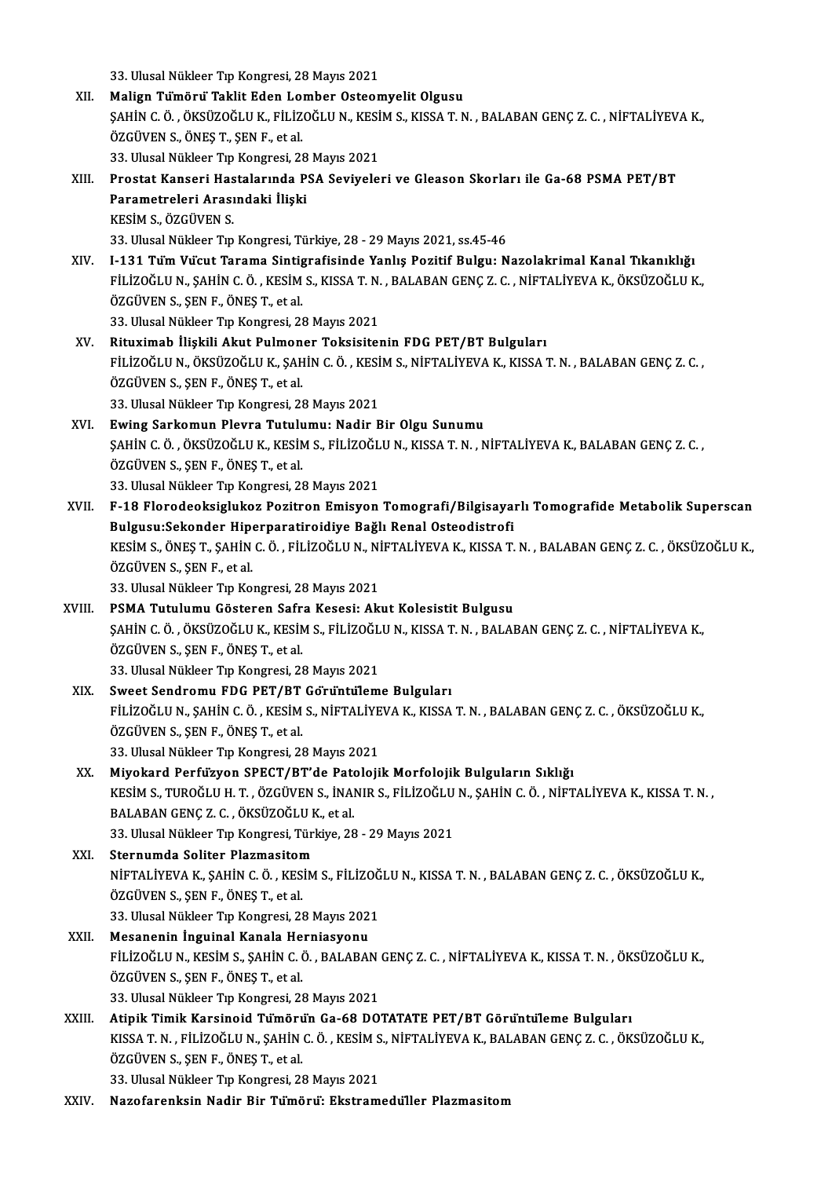33. Ulusal Nükleer Tıp Kongresi, 28 Mayıs 2021

XII. **Malign Tümörü Taklit Eden Lomber Osteomyelit Olgusu**
ŞAHİN C. Ö. , ÖKSÜZOĞLU K., FİLİZOĞLU N., KESİM S., KISSA T. N. , BALABAN GENÇ Z. C. , NİFTALİYEVA K., ÖZGÜVEN S., ÖNEŞ T., ŞEN F., et al.
33. Ulusal Nükleer Tıp Kongresi, 28 Mayıs 2021

XIII. **Prostat Kanseri Hastalarında PSA Seviyeleri ve Gleason Skorları ile Ga-68 PSMA PET/BT Parametreleri Arasındaki İlişki**
KESİM S., ÖZGÜVEN S.
33. Ulusal Nükleer Tıp Kongresi, Türkiye, 28 - 29 Mayıs 2021, ss.45-46

XIV. **I-131 Tüm Vücut Tarama Sintigrafisinde Yanlış Pozitif Bulgu: Nazolakrimal Kanal Tıkanıklığı**
FİLİZOĞLU N., ŞAHİN C. Ö. , KESİM S., KISSA T. N. , BALABAN GENÇ Z. C. , NİFTALİYEVA K., ÖKSÜZOĞLU K., ÖZGÜVEN S., ŞEN F., ÖNEŞ T., et al.
33. Ulusal Nükleer Tıp Kongresi, 28 Mayıs 2021

XV. **Rituximab İlişkili Akut Pulmoner Toksisitenin FDG PET/BT Bulguları**
FİLİZOĞLU N., ÖKSÜZOĞLU K., ŞAHİN C. Ö. , KESİM S., NİFTALİYEVA K., KISSA T. N. , BALABAN GENÇ Z. C. , ÖZGÜVEN S., ŞEN F., ÖNEŞ T., et al.
33. Ulusal Nükleer Tıp Kongresi, 28 Mayıs 2021

XVI. **Ewing Sarkomun Plevra Tutulumu: Nadir Bir Olgu Sunumu**
ŞAHİN C. Ö. , ÖKSÜZOĞLU K., KESİM S., FİLİZOĞLU N., KISSA T. N. , NİFTALİYEVA K., BALABAN GENÇ Z. C. , ÖZGÜVEN S., ŞEN F., ÖNEŞ T., et al.
33. Ulusal Nükleer Tıp Kongresi, 28 Mayıs 2021

XVII. **F-18 Florodeoksiglukoz Pozitron Emisyon Tomografi/Bilgisayarlı Tomografide Metabolik Superscan Bulgusu:Sekonder Hiperparatiroidiye Bağlı Renal Osteodistrofi**
KESİM S., ÖNEŞ T., ŞAHİN C. Ö. , FİLİZOĞLU N., NİFTALİYEVA K., KISSA T. N. , BALABAN GENÇ Z. C. , ÖKSÜZOĞLU K., ÖZGÜVEN S., ŞEN F., et al.
33. Ulusal Nükleer Tıp Kongresi, 28 Mayıs 2021

XVIII. **PSMA Tutulumu Gösteren Safra Kesesi: Akut Kolesistit Bulgusu**
ŞAHİN C. Ö. , ÖKSÜZOĞLU K., KESİM S., FİLİZOĞLU N., KISSA T. N. , BALABAN GENÇ Z. C. , NİFTALİYEVA K., ÖZGÜVEN S., ŞEN F., ÖNEŞ T., et al.
33. Ulusal Nükleer Tıp Kongresi, 28 Mayıs 2021

XIX. **Sweet Sendromu FDG PET/BT Görüntüleme Bulguları**
FİLİZOĞLU N., ŞAHİN C. Ö. , KESİM S., NİFTALİYEVA K., KISSA T. N. , BALABAN GENÇ Z. C. , ÖKSÜZOĞLU K., ÖZGÜVEN S., ŞEN F., ÖNEŞ T., et al.
33. Ulusal Nükleer Tıp Kongresi, 28 Mayıs 2021

XX. **Miyokard Perfüzyon SPECT/BT'de Patolojik Morfolojik Bulguların Sıklığı**
KESİM S., TUROĞLU H. T. , ÖZGÜVEN S., İNANIR S., FİLİZOĞLU N., ŞAHİN C. Ö. , NİFTALİYEVA K., KISSA T. N. , BALABAN GENÇ Z. C. , ÖKSÜZOĞLU K., et al.
33. Ulusal Nükleer Tıp Kongresi, Türkiye, 28 - 29 Mayıs 2021

XXI. **Sternumda Soliter Plazmasitom**
NİFTALİYEVA K., ŞAHİN C. Ö. , KESİM S., FİLİZOĞLU N., KISSA T. N. , BALABAN GENÇ Z. C. , ÖKSÜZOĞLU K., ÖZGÜVEN S., ŞEN F., ÖNEŞ T., et al.
33. Ulusal Nükleer Tıp Kongresi, 28 Mayıs 2021

XXII. **Mesanenin İnguinal Kanala Herniasyonu**
FİLİZOĞLU N., KESİM S., ŞAHİN C. Ö. , BALABAN GENÇ Z. C. , NİFTALİYEVA K., KISSA T. N. , ÖKSÜZOĞLU K., ÖZGÜVEN S., ŞEN F., ÖNEŞ T., et al.
33. Ulusal Nükleer Tıp Kongresi, 28 Mayıs 2021

XXIII. **Atipik Timik Karsinoid Tümörün Ga-68 DOTATATE PET/BT Görüntüleme Bulguları**
KISSA T. N. , FİLİZOĞLU N., ŞAHİN C. Ö. , KESİM S., NİFTALİYEVA K., BALABAN GENÇ Z. C. , ÖKSÜZOĞLU K., ÖZGÜVEN S., ŞEN F., ÖNEŞ T., et al.
33. Ulusal Nükleer Tıp Kongresi, 28 Mayıs 2021

XXIV. **Nazofarenksin Nadir Bir Tümörü: Ekstramedüller Plazmasitom**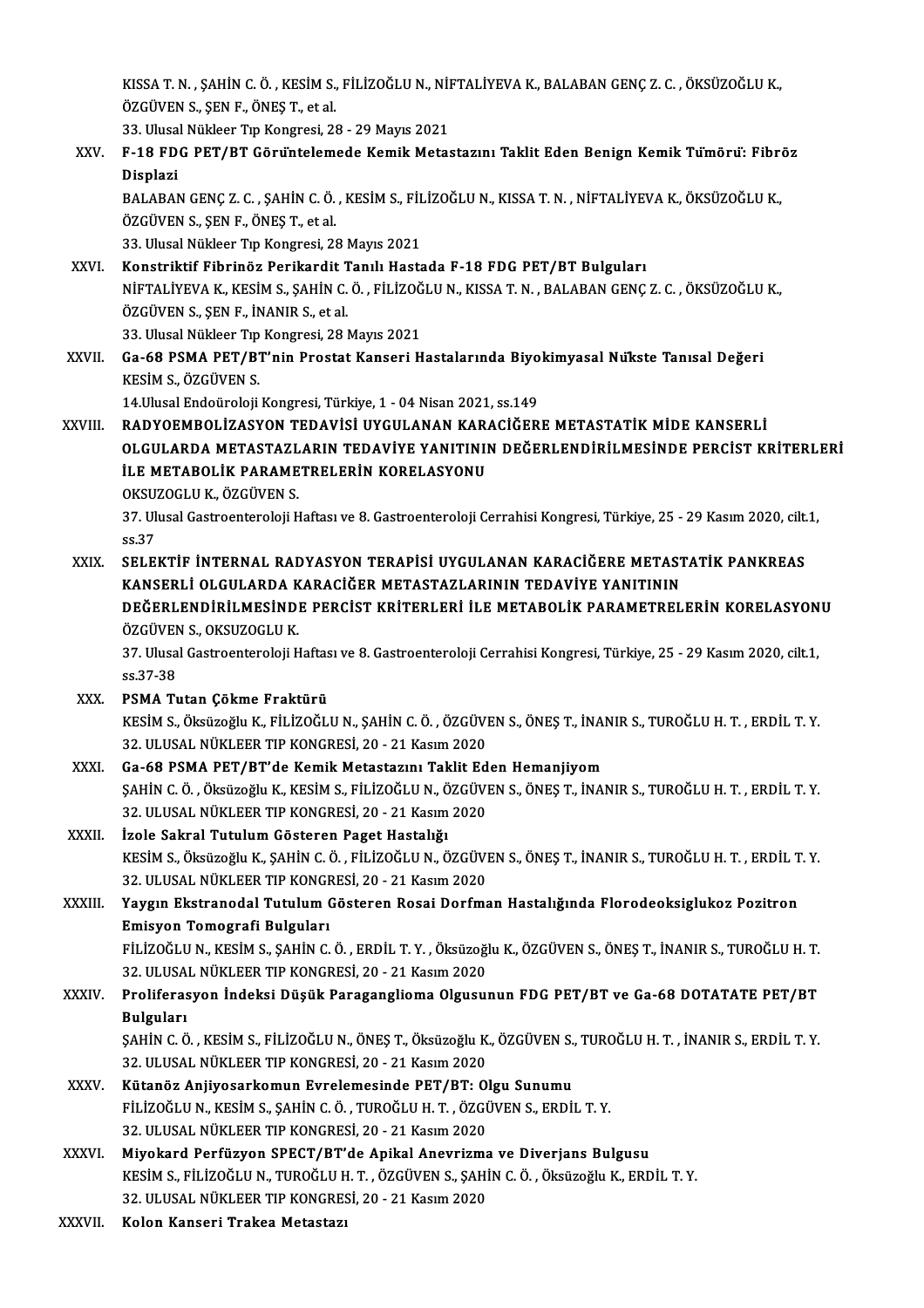KISSA T. N. , ŞAHİN C. Ö. , KESİM S., FİLİZOĞLU N., NİFTALİYEVA K., BALABAN GENÇ Z. C. , ÖKSÜZOĞLU K., ÖZGÜVEN S., ŞEN F., ÖNEŞ T., et al.
33. Ulusal Nükleer Tıp Kongresi, 28 - 29 Mayıs 2021

XXV. **F-18 FDG PET/BT Görüntelemede Kemik Metastazını Taklit Eden Benign Kemik Tümörü: Fibröz Displazi**
BALABAN GENÇ Z. C. , ŞAHİN C. Ö. , KESİM S., FİLİZOĞLU N., KISSA T. N. , NİFTALİYEVA K., ÖKSÜZOĞLU K., ÖZGÜVEN S., ŞEN F., ÖNEŞ T., et al.
33. Ulusal Nükleer Tıp Kongresi, 28 Mayıs 2021

XXVI. **Konstriktif Fibrinöz Perikardit Tanılı Hastada F-18 FDG PET/BT Bulguları**
NİFTALİYEVA K., KESİM S., ŞAHİN C. Ö. , FİLİZOĞLU N., KISSA T. N. , BALABAN GENÇ Z. C. , ÖKSÜZOĞLU K., ÖZGÜVEN S., ŞEN F., İNANIR S., et al.
33. Ulusal Nükleer Tıp Kongresi, 28 Mayıs 2021

XXVII. **Ga-68 PSMA PET/BT'nin Prostat Kanseri Hastalarında Biyokimyasal Nükste Tanısal Değeri**
KESİM S., ÖZGÜVEN S.
14.Ulusal Endoüroloji Kongresi, Türkiye, 1 - 04 Nisan 2021, ss.149

XXVIII. **RADYOEMBOLİZASYON TEDAVİSİ UYGULANAN KARACİĞERE METASTATİK MİDE KANSERLİ OLGULARDA METASTAZLARIN TEDAVİYE YANITININ DEĞERLENDİRİLMESİNDE PERCİST KRİTERLERİ İLE METABOLİK PARAMETRELERİN KORELASYONU**
OKSUZOGLU K., ÖZGÜVEN S.
37. Ulusal Gastroenteroloji Haftası ve 8. Gastroenteroloji Cerrahisi Kongresi, Türkiye, 25 - 29 Kasım 2020, cilt.1, ss.37

XXIX. **SELEKTİF İNTERNAL RADYASYON TERAPİSİ UYGULANAN KARACİĞERE METASTATİK PANKREAS KANSERLİ OLGULARDA KARACİĞER METASTAZLARININ TEDAVİYE YANITININ DEĞERLENDİRİLMESİNDE PERCİST KRİTERLERİ İLE METABOLİK PARAMETRELERİN KORELASYONU**
ÖZGÜVEN S., OKSUZOGLU K.
37. Ulusal Gastroenteroloji Haftası ve 8. Gastroenteroloji Cerrahisi Kongresi, Türkiye, 25 - 29 Kasım 2020, cilt.1, ss.37-38

XXX. **PSMA Tutan Çökme Fraktürü**
KESİM S., Öksüzoğlu K., FİLİZOĞLU N., ŞAHİN C. Ö. , ÖZGÜVEN S., ÖNEŞ T., İNANIR S., TUROĞLU H. T. , ERDİL T. Y.
32. ULUSAL NÜKLEER TIP KONGRESİ, 20 - 21 Kasım 2020

XXXI. **Ga-68 PSMA PET/BT'de Kemik Metastazını Taklit Eden Hemanjiyom**
ŞAHİN C. Ö. , Öksüzoğlu K., KESİM S., FİLİZOĞLU N., ÖZGÜVEN S., ÖNEŞ T., İNANIR S., TUROĞLU H. T. , ERDİL T. Y.
32. ULUSAL NÜKLEER TIP KONGRESİ, 20 - 21 Kasım 2020

XXXII. **İzole Sakral Tutulum Gösteren Paget Hastalığı**
KESİM S., Öksüzoğlu K., ŞAHİN C. Ö. , FİLİZOĞLU N., ÖZGÜVEN S., ÖNEŞ T., İNANIR S., TUROĞLU H. T. , ERDİL T. Y.
32. ULUSAL NÜKLEER TIP KONGRESİ, 20 - 21 Kasım 2020

XXXIII. **Yaygın Ekstranodal Tutulum Gösteren Rosai Dorfman Hastalığında Florodeoksiglukoz Pozitron Emisyon Tomografi Bulguları**
FİLİZOĞLU N., KESİM S., ŞAHİN C. Ö. , ERDİL T. Y. , Öksüzoğlu K., ÖZGÜVEN S., ÖNEŞ T., İNANIR S., TUROĞLU H. T.
32. ULUSAL NÜKLEER TIP KONGRESİ, 20 - 21 Kasım 2020

XXXIV. **Proliferasyon İndeksi Düşük Paraganglioma Olgusunun FDG PET/BT ve Ga-68 DOTATATE PET/BT Bulguları**
ŞAHİN C. Ö. , KESİM S., FİLİZOĞLU N., ÖNEŞ T., Öksüzoğlu K., ÖZGÜVEN S., TUROĞLU H. T. , İNANIR S., ERDİL T. Y.
32. ULUSAL NÜKLEER TIP KONGRESİ, 20 - 21 Kasım 2020

XXXV. **Kütanöz Anjiyosarkomun Evrelemesinde PET/BT: Olgu Sunumu**
FİLİZOĞLU N., KESİM S., ŞAHİN C. Ö. , TUROĞLU H. T. , ÖZGÜVEN S., ERDİL T. Y.
32. ULUSAL NÜKLEER TIP KONGRESİ, 20 - 21 Kasım 2020

XXXVI. **Miyokard Perfüzyon SPECT/BT'de Apikal Anevrizma ve Diverjans Bulgusu**
KESİM S., FİLİZOĞLU N., TUROĞLU H. T. , ÖZGÜVEN S., ŞAHİN C. Ö. , Öksüzoğlu K., ERDİL T. Y.
32. ULUSAL NÜKLEER TIP KONGRESİ, 20 - 21 Kasım 2020

XXXVII. **Kolon Kanseri Trakea Metastazı**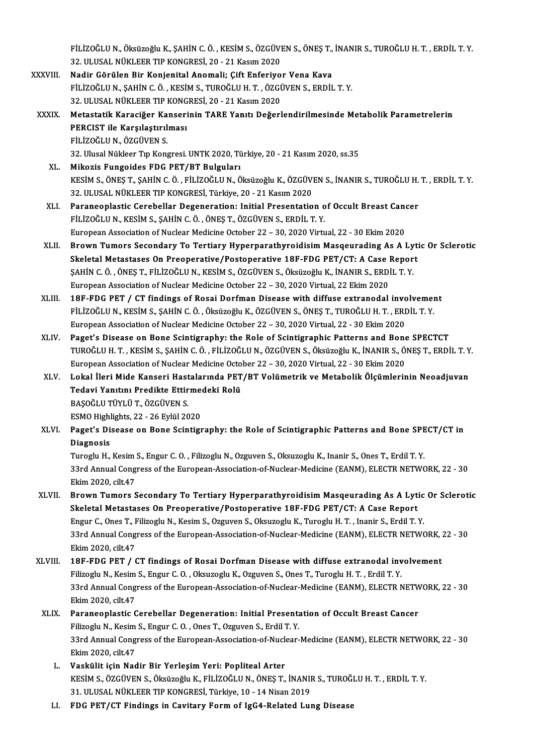FİLİZOĞLU N., Öksüzoğlu K., ŞAHİN C. Ö. , KESİM S., ÖZGÜVEN S., ÖNEŞ T., İNANIR S., TUROĞLU H. T. , ERDİL T. Y.
32. ULUSAL NÜKLEER TIP KONGRESİ, 20 - 21 Kasım 2020

XXXVIII. **Nadir Görülen Bir Konjenital Anomali; Çift Enferiyor Vena Kava**
FİLİZOĞLU N., ŞAHİN C. Ö. , KESİM S., TUROĞLU H. T. , ÖZGÜVEN S., ERDİL T. Y.
32. ULUSAL NÜKLEER TIP KONGRESİ, 20 - 21 Kasım 2020

XXXIX. **Metastatik Karaciğer Kanserinin TARE Yanıtı Değerlendirilmesinde Metabolik Parametrelerin PERCIST ile Karşılaştırılması**
FİLİZOĞLU N., ÖZGÜVEN S.
32. Ulusal Nükleer Tıp Kongresi. UNTK 2020, Türkiye, 20 - 21 Kasım 2020, ss.35

XL. **Mikozis Fungoides FDG PET/BT Bulguları**
KESİM S., ÖNEŞ T., ŞAHİN C. Ö. , FİLİZOĞLU N., Öksüzoğlu K., ÖZGÜVEN S., İNANIR S., TUROĞLU H. T. , ERDİL T. Y.
32. ULUSAL NÜKLEER TIP KONGRESİ, Türkiye, 20 - 21 Kasım 2020

XLI. **Paraneoplastic Cerebellar Degeneration: Initial Presentation of Occult Breast Cancer**
FİLİZOĞLU N., KESİM S., ŞAHİN C. Ö. , ÖNEŞ T., ÖZGÜVEN S., ERDİL T. Y.
European Association of Nuclear Medicine October 22 – 30, 2020 Virtual, 22 - 30 Ekim 2020

XLII. **Brown Tumors Secondary To Tertiary Hyperparathyroidisim Masqeurading As A Lytic Or Sclerotic Skeletal Metastases On Preoperative/Postoperative 18F-FDG PET/CT: A Case Report**
ŞAHİN C. Ö. , ÖNEŞ T., FİLİZOĞLU N., KESİM S., ÖZGÜVEN S., Öksüzoğlu K., İNANIR S., ERDİL T. Y.
European Association of Nuclear Medicine October 22 – 30, 2020 Virtual, 22 Ekim 2020

XLIII. **18F-FDG PET / CT findings of Rosai Dorfman Disease with diffuse extranodal involvement**
FİLİZOĞLU N., KESİM S., ŞAHİN C. Ö. , Öksüzoğlu K., ÖZGÜVEN S., ÖNEŞ T., TUROĞLU H. T. , ERDİL T. Y.
European Association of Nuclear Medicine October 22 – 30, 2020 Virtual, 22 - 30 Ekim 2020

XLIV. **Paget's Disease on Bone Scintigraphy: the Role of Scintigraphic Patterns and Bone SPECTCT**
TUROĞLU H. T. , KESİM S., ŞAHİN C. Ö. , FİLİZOĞLU N., ÖZGÜVEN S., Öksüzoğlu K., İNANIR S., ÖNEŞ T., ERDİL T. Y.
European Association of Nuclear Medicine October 22 – 30, 2020 Virtual, 22 - 30 Ekim 2020

XLV. **Lokal İleri Mide Kanseri Hastalarında PET/BT Volümetrik ve Metabolik Ölçümlerinin Neoadjuvan Tedavi Yanıtını Predikte Ettirmedeki Rolü**
BAŞOĞLU TÜYLÜ T., ÖZGÜVEN S.
ESMO Highlights, 22 - 26 Eylül 2020

XLVI. **Paget's Disease on Bone Scintigraphy: the Role of Scintigraphic Patterns and Bone SPECT/CT in Diagnosis**
Turoglu H., Kesim S., Engur C. O. , Filizoglu N., Ozguven S., Oksuzoglu K., Inanir S., Ones T., Erdil T. Y.
33rd Annual Congress of the European-Association-of-Nuclear-Medicine (EANM), ELECTR NETWORK, 22 - 30 Ekim 2020, cilt.47

XLVII. **Brown Tumors Secondary To Tertiary Hyperparathyroidisim Masqeurading As A Lytic Or Sclerotic Skeletal Metastases On Preoperative/Postoperative 18F-FDG PET/CT: A Case Report**
Engur C., Ones T., Filizoglu N., Kesim S., Ozguven S., Oksuzoglu K., Turoglu H. T. , Inanir S., Erdil T. Y.
33rd Annual Congress of the European-Association-of-Nuclear-Medicine (EANM), ELECTR NETWORK, 22 - 30 Ekim 2020, cilt.47

XLVIII. **18F-FDG PET / CT findings of Rosai Dorfman Disease with diffuse extranodal involvement**
Filizoglu N., Kesim S., Engur C. O. , Oksuzoglu K., Ozguven S., Ones T., Turoglu H. T. , Erdil T. Y.
33rd Annual Congress of the European-Association-of-Nuclear-Medicine (EANM), ELECTR NETWORK, 22 - 30 Ekim 2020, cilt.47

XLIX. **Paraneoplastic Cerebellar Degeneration: Initial Presentation of Occult Breast Cancer**
Filizoglu N., Kesim S., Engur C. O. , Ones T., Ozguven S., Erdil T. Y.
33rd Annual Congress of the European-Association-of-Nuclear-Medicine (EANM), ELECTR NETWORK, 22 - 30 Ekim 2020, cilt.47

L. **Vaskülit için Nadir Bir Yerleşim Yeri: Popliteal Arter**
KESİM S., ÖZGÜVEN S., Öksüzoğlu K., FİLİZOĞLU N., ÖNEŞ T., İNANIR S., TUROĞLU H. T. , ERDİL T. Y.
31. ULUSAL NÜKLEER TIP KONGRESİ, Türkiye, 10 - 14 Nisan 2019

LI. **FDG PET/CT Findings in Cavitary Form of IgG4-Related Lung Disease**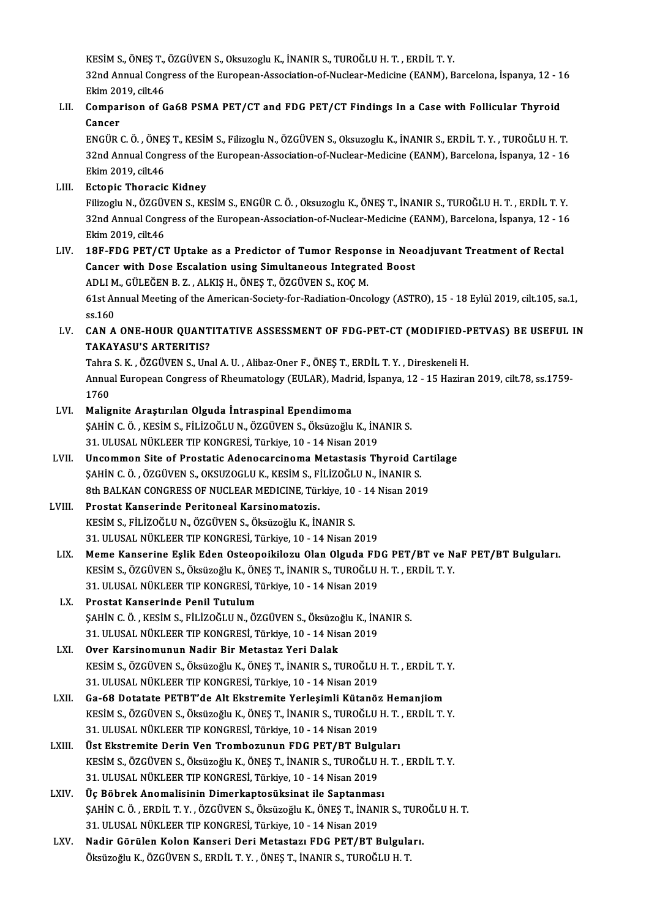KESİM S., ÖNEŞ T., ÖZGÜVEN S., Oksuzoglu K., İNANIR S., TUROĞLU H. T. , ERDİL T. Y.
32nd Annual Congress of the European-Association-of-Nuclear-Medicine (EANM), Barcelona, İspanya, 12 - 16 Ekim 2019, cilt.46

LII. **Comparison of Ga68 PSMA PET/CT and FDG PET/CT Findings In a Case with Follicular Thyroid Cancer**
ENGÜR C. Ö. , ÖNEŞ T., KESİM S., Filizoglu N., ÖZGÜVEN S., Oksuzoglu K., İNANIR S., ERDİL T. Y. , TUROĞLU H. T.
32nd Annual Congress of the European-Association-of-Nuclear-Medicine (EANM), Barcelona, İspanya, 12 - 16 Ekim 2019, cilt.46

LIII. **Ectopic Thoracic Kidney**
Filizoglu N., ÖZGÜVEN S., KESİM S., ENGÜR C. Ö. , Oksuzoglu K., ÖNEŞ T., İNANIR S., TUROĞLU H. T. , ERDİL T. Y.
32nd Annual Congress of the European-Association-of-Nuclear-Medicine (EANM), Barcelona, İspanya, 12 - 16 Ekim 2019, cilt.46

LIV. **18F-FDG PET/CT Uptake as a Predictor of Tumor Response in Neoadjuvant Treatment of Rectal Cancer with Dose Escalation using Simultaneous Integrated Boost**
ADLI M., GÜLEĞEN B. Z. , ALKIŞ H., ÖNEŞ T., ÖZGÜVEN S., KOÇ M.
61st Annual Meeting of the American-Society-for-Radiation-Oncology (ASTRO), 15 - 18 Eylül 2019, cilt.105, sa.1, ss.160

LV. **CAN A ONE-HOUR QUANTITATIVE ASSESSMENT OF FDG-PET-CT (MODIFIED-PETVAS) BE USEFUL IN TAKAYASU'S ARTERITIS?**
Tahra S. K. , ÖZGÜVEN S., Unal A. U. , Alibaz-Oner F., ÖNEŞ T., ERDİL T. Y. , Direskeneli H.
Annual European Congress of Rheumatology (EULAR), Madrid, İspanya, 12 - 15 Haziran 2019, cilt.78, ss.1759-1760

LVI. **Malignite Araştırılan Olguda İntraspinal Ependimoma**
ŞAHİN C. Ö. , KESİM S., FİLİZOĞLU N., ÖZGÜVEN S., Öksüzoğlu K., İNANIR S.
31. ULUSAL NÜKLEER TIP KONGRESİ, Türkiye, 10 - 14 Nisan 2019

LVII. **Uncommon Site of Prostatic Adenocarcinoma Metastasis Thyroid Cartilage**
ŞAHİN C. Ö. , ÖZGÜVEN S., OKSUZOGLU K., KESİM S., FİLİZOĞLU N., İNANIR S.
8th BALKAN CONGRESS OF NUCLEAR MEDICINE, Türkiye, 10 - 14 Nisan 2019

LVIII. **Prostat Kanserinde Peritoneal Karsinomatozis.**
KESİM S., FİLİZOĞLU N., ÖZGÜVEN S., Öksüzoğlu K., İNANIR S.
31. ULUSAL NÜKLEER TIP KONGRESİ, Türkiye, 10 - 14 Nisan 2019

LIX. **Meme Kanserine Eşlik Eden Osteopoikilozu Olan Olguda FDG PET/BT ve NaF PET/BT Bulguları.**
KESİM S., ÖZGÜVEN S., Öksüzoğlu K., ÖNEŞ T., İNANIR S., TUROĞLU H. T. , ERDİL T. Y.
31. ULUSAL NÜKLEER TIP KONGRESİ, Türkiye, 10 - 14 Nisan 2019

LX. **Prostat Kanserinde Penil Tutulum**
ŞAHİN C. Ö. , KESİM S., FİLİZOĞLU N., ÖZGÜVEN S., Öksüzoğlu K., İNANIR S.
31. ULUSAL NÜKLEER TIP KONGRESİ, Türkiye, 10 - 14 Nisan 2019

LXI. **Over Karsinomunun Nadir Bir Metastaz Yeri Dalak**
KESİM S., ÖZGÜVEN S., Öksüzoğlu K., ÖNEŞ T., İNANIR S., TUROĞLU H. T. , ERDİL T. Y.
31. ULUSAL NÜKLEER TIP KONGRESİ, Türkiye, 10 - 14 Nisan 2019

LXII. **Ga-68 Dotatate PETBT'de Alt Ekstremite Yerleşimli Kütanöz Hemanjiom**
KESİM S., ÖZGÜVEN S., Öksüzoğlu K., ÖNEŞ T., İNANIR S., TUROĞLU H. T. , ERDİL T. Y.
31. ULUSAL NÜKLEER TIP KONGRESİ, Türkiye, 10 - 14 Nisan 2019

LXIII. **Üst Ekstremite Derin Ven Trombozunun FDG PET/BT Bulguları**
KESİM S., ÖZGÜVEN S., Öksüzoğlu K., ÖNEŞ T., İNANIR S., TUROĞLU H. T. , ERDİL T. Y.
31. ULUSAL NÜKLEER TIP KONGRESİ, Türkiye, 10 - 14 Nisan 2019

LXIV. **Üç Böbrek Anomalisinin Dimerkaptosüksinat ile Saptanması**
ŞAHİN C. Ö. , ERDİL T. Y. , ÖZGÜVEN S., Öksüzoğlu K., ÖNEŞ T., İNANIR S., TUROĞLU H. T.
31. ULUSAL NÜKLEER TIP KONGRESİ, Türkiye, 10 - 14 Nisan 2019

LXV. **Nadir Görülen Kolon Kanseri Deri Metastazı FDG PET/BT Bulguları.**
Öksüzoğlu K., ÖZGÜVEN S., ERDİL T. Y. , ÖNEŞ T., İNANIR S., TUROĞLU H. T.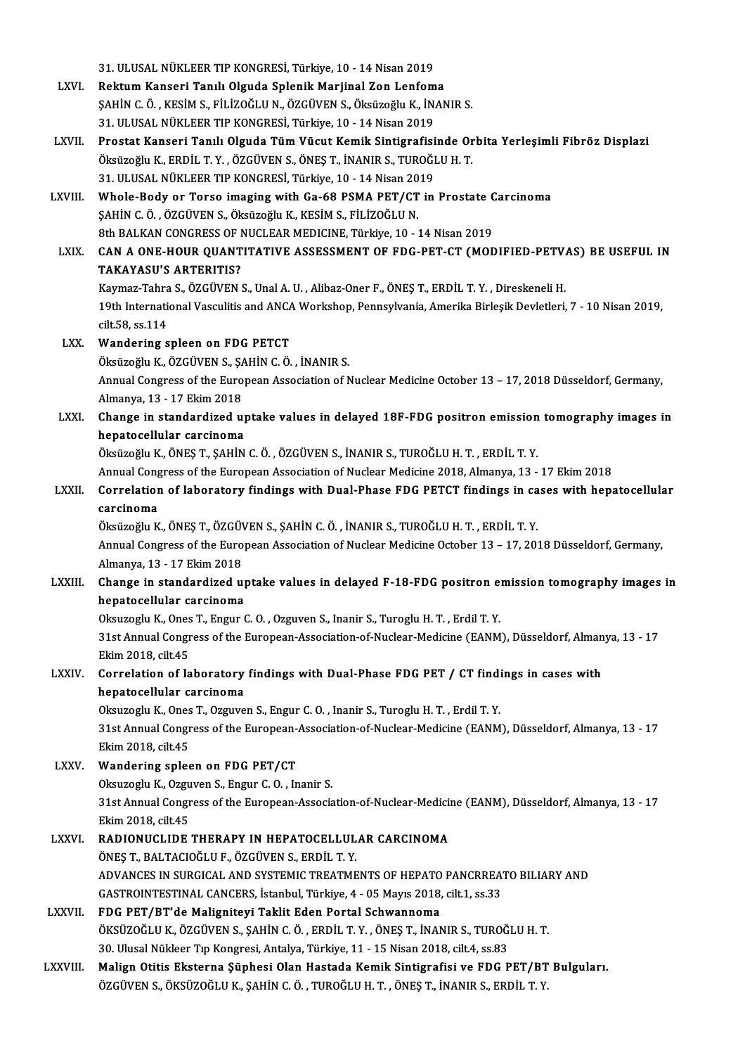31. ULUSAL NÜKLEER TIP KONGRESİ, Türkiye, 10 - 14 Nisan 2019

LXVI. **Rektum Kanseri Tanılı Olguda Splenik Marjinal Zon Lenfoma**
ŞAHİN C. Ö. , KESİM S., FİLİZOĞLU N., ÖZGÜVEN S., Öksüzoğlu K., İNANIR S.
31. ULUSAL NÜKLEER TIP KONGRESİ, Türkiye, 10 - 14 Nisan 2019

LXVII. **Prostat Kanseri Tanılı Olguda Tüm Vücut Kemik Sintigrafisinde Orbita Yerleşimli Fibröz Displazi**
Öksüzoğlu K., ERDİL T. Y. , ÖZGÜVEN S., ÖNEŞ T., İNANIR S., TUROĞLU H. T.
31. ULUSAL NÜKLEER TIP KONGRESİ, Türkiye, 10 - 14 Nisan 2019

LXVIII. **Whole-Body or Torso imaging with Ga-68 PSMA PET/CT in Prostate Carcinoma**
ŞAHİN C. Ö. , ÖZGÜVEN S., Öksüzoğlu K., KESİM S., FİLİZOĞLU N.
8th BALKAN CONGRESS OF NUCLEAR MEDICINE, Türkiye, 10 - 14 Nisan 2019

LXIX. **CAN A ONE-HOUR QUANTITATIVE ASSESSMENT OF FDG-PET-CT (MODIFIED-PETVAS) BE USEFUL IN TAKAYASU'S ARTERITIS?**
Kaymaz-Tahra S., ÖZGÜVEN S., Unal A. U. , Alibaz-Oner F., ÖNEŞ T., ERDİL T. Y. , Direskeneli H.
19th International Vasculitis and ANCA Workshop, Pennsylvania, Amerika Birleşik Devletleri, 7 - 10 Nisan 2019, cilt.58, ss.114

LXX. **Wandering spleen on FDG PETCT**
Öksüzoğlu K., ÖZGÜVEN S., ŞAHİN C. Ö. , İNANIR S.
Annual Congress of the European Association of Nuclear Medicine October 13 – 17, 2018 Düsseldorf, Germany, Almanya, 13 - 17 Ekim 2018

LXXI. **Change in standardized uptake values in delayed 18F-FDG positron emission tomography images in hepatocellular carcinoma**
Öksüzoğlu K., ÖNEŞ T., ŞAHİN C. Ö. , ÖZGÜVEN S., İNANIR S., TUROĞLU H. T. , ERDİL T. Y.
Annual Congress of the European Association of Nuclear Medicine 2018, Almanya, 13 - 17 Ekim 2018

LXXII. **Correlation of laboratory findings with Dual-Phase FDG PETCT findings in cases with hepatocellular carcinoma**
Öksüzoğlu K., ÖNEŞ T., ÖZGÜVEN S., ŞAHİN C. Ö. , İNANIR S., TUROĞLU H. T. , ERDİL T. Y.
Annual Congress of the European Association of Nuclear Medicine October 13 – 17, 2018 Düsseldorf, Germany, Almanya, 13 - 17 Ekim 2018

LXXIII. **Change in standardized uptake values in delayed F-18-FDG positron emission tomography images in hepatocellular carcinoma**
Oksuzoglu K., Ones T., Engur C. O. , Ozguven S., Inanir S., Turoglu H. T. , Erdil T. Y.
31st Annual Congress of the European-Association-of-Nuclear-Medicine (EANM), Düsseldorf, Almanya, 13 - 17 Ekim 2018, cilt.45

LXXIV. **Correlation of laboratory findings with Dual-Phase FDG PET / CT findings in cases with hepatocellular carcinoma**
Oksuzoglu K., Ones T., Ozguven S., Engur C. O. , Inanir S., Turoglu H. T. , Erdil T. Y.
31st Annual Congress of the European-Association-of-Nuclear-Medicine (EANM), Düsseldorf, Almanya, 13 - 17 Ekim 2018, cilt.45

LXXV. **Wandering spleen on FDG PET/CT**
Oksuzoglu K., Ozguven S., Engur C. O. , Inanir S.
31st Annual Congress of the European-Association-of-Nuclear-Medicine (EANM), Düsseldorf, Almanya, 13 - 17 Ekim 2018, cilt.45

LXXVI. **RADIONUCLIDE THERAPY IN HEPATOCELLULAR CARCINOMA**
ÖNEŞ T., BALTACIOĞLU F., ÖZGÜVEN S., ERDİL T. Y.
ADVANCES IN SURGICAL AND SYSTEMIC TREATMENTS OF HEPATO PANCRREATO BILIARY AND GASTROINTESTINAL CANCERS, İstanbul, Türkiye, 4 - 05 Mayıs 2018, cilt.1, ss.33

LXXVII. **FDG PET/BT'de Maligniteyi Taklit Eden Portal Schwannoma**
ÖKSÜZOĞLU K., ÖZGÜVEN S., ŞAHİN C. Ö. , ERDİL T. Y. , ÖNEŞ T., İNANIR S., TUROĞLU H. T.
30. Ulusal Nükleer Tıp Kongresi, Antalya, Türkiye, 11 - 15 Nisan 2018, cilt.4, ss.83

LXXVIII. **Malign Otitis Eksterna Şüphesi Olan Hastada Kemik Sintigrafisi ve FDG PET/BT Bulguları.**
ÖZGÜVEN S., ÖKSÜZOĞLU K., ŞAHİN C. Ö. , TUROĞLU H. T. , ÖNEŞ T., İNANIR S., ERDİL T. Y.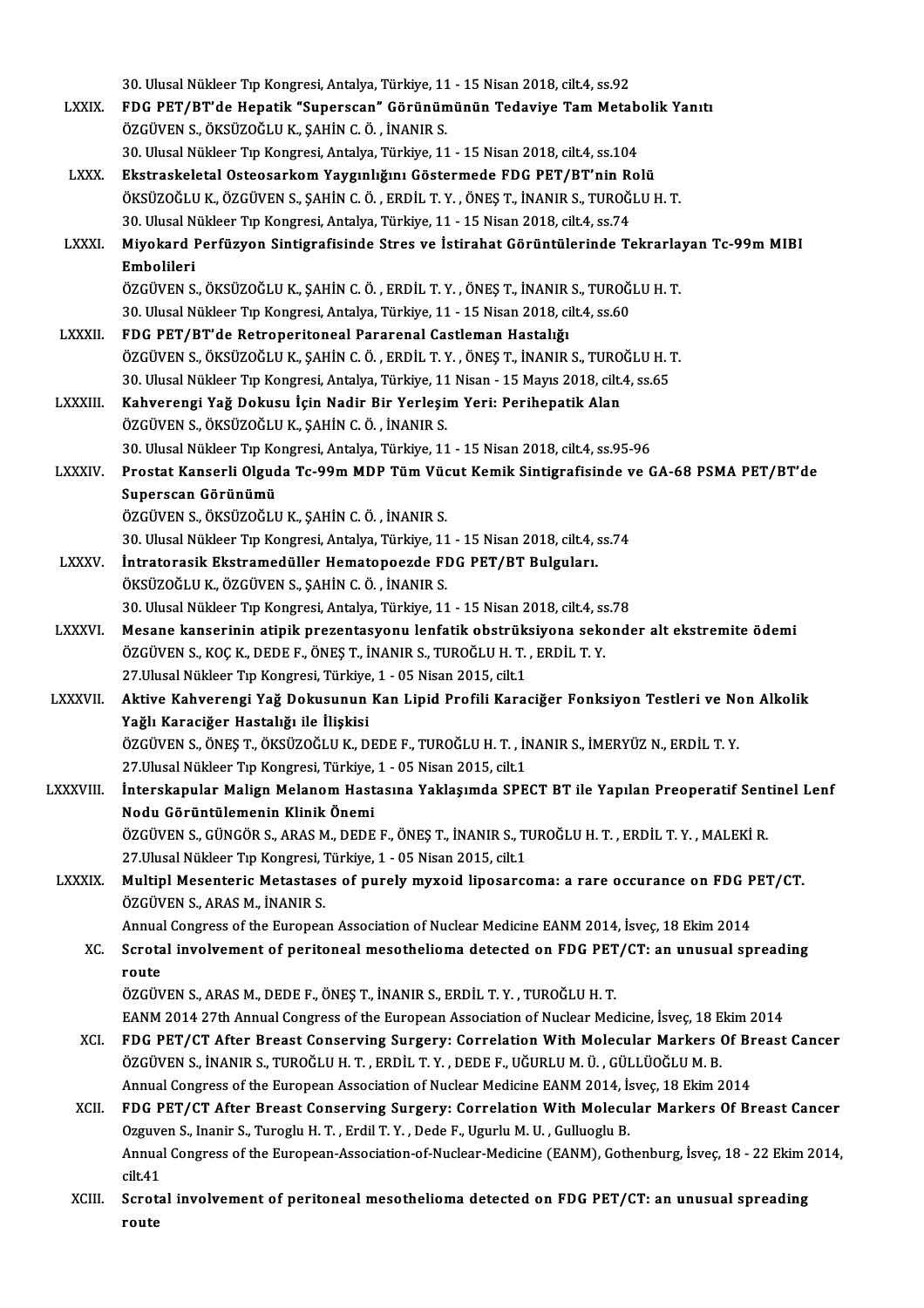30. Ulusal Nükleer Tıp Kongresi, Antalya, Türkiye, 11 - 15 Nisan 2018, cilt.4, ss.92

LXXIX. **FDG PET/BT'de Hepatik "Superscan" Görünümünün Tedaviye Tam Metabolik Yanıtı**
ÖZGÜVEN S., ÖKSÜZOĞLU K., ŞAHİN C. Ö. , İNANIR S.
30. Ulusal Nükleer Tıp Kongresi, Antalya, Türkiye, 11 - 15 Nisan 2018, cilt.4, ss.104

LXXX. **Ekstraskeletal Osteosarkom Yaygınlığını Göstermede FDG PET/BT'nin Rolü**
ÖKSÜZOĞLU K., ÖZGÜVEN S., ŞAHİN C. Ö. , ERDİL T. Y. , ÖNEŞ T., İNANIR S., TUROĞLU H. T.
30. Ulusal Nükleer Tıp Kongresi, Antalya, Türkiye, 11 - 15 Nisan 2018, cilt.4, ss.74

LXXXI. **Miyokard Perfüzyon Sintigrafisinde Stres ve İstirahat Görüntülerinde Tekrarlayan Tc-99m MIBI Embolileri**
ÖZGÜVEN S., ÖKSÜZOĞLU K., ŞAHİN C. Ö. , ERDİL T. Y. , ÖNEŞ T., İNANIR S., TUROĞLU H. T.
30. Ulusal Nükleer Tıp Kongresi, Antalya, Türkiye, 11 - 15 Nisan 2018, cilt.4, ss.60

LXXXII. **FDG PET/BT'de Retroperitoneal Pararenal Castleman Hastalığı**
ÖZGÜVEN S., ÖKSÜZOĞLU K., ŞAHİN C. Ö. , ERDİL T. Y. , ÖNEŞ T., İNANIR S., TUROĞLU H. T.
30. Ulusal Nükleer Tıp Kongresi, Antalya, Türkiye, 11 Nisan - 15 Mayıs 2018, cilt.4, ss.65

LXXXIII. **Kahverengi Yağ Dokusu İçin Nadir Bir Yerleşim Yeri: Perihepatik Alan**
ÖZGÜVEN S., ÖKSÜZOĞLU K., ŞAHİN C. Ö. , İNANIR S.
30. Ulusal Nükleer Tıp Kongresi, Antalya, Türkiye, 11 - 15 Nisan 2018, cilt.4, ss.95-96

LXXXIV. **Prostat Kanserli Olguda Tc-99m MDP Tüm Vücut Kemik Sintigrafisinde ve GA-68 PSMA PET/BT'de Superscan Görünümü**
ÖZGÜVEN S., ÖKSÜZOĞLU K., ŞAHİN C. Ö. , İNANIR S.
30. Ulusal Nükleer Tıp Kongresi, Antalya, Türkiye, 11 - 15 Nisan 2018, cilt.4, ss.74

LXXXV. **İntratorasik Ekstramedüller Hematopoezde FDG PET/BT Bulguları.**
ÖKSÜZOĞLU K., ÖZGÜVEN S., ŞAHİN C. Ö. , İNANIR S.
30. Ulusal Nükleer Tıp Kongresi, Antalya, Türkiye, 11 - 15 Nisan 2018, cilt.4, ss.78

LXXXVI. **Mesane kanserinin atipik prezentasyonu lenfatik obstrüksiyona sekonder alt ekstremite ödemi**
ÖZGÜVEN S., KOÇ K., DEDE F., ÖNEŞ T., İNANIR S., TUROĞLU H. T. , ERDİL T. Y.
27.Ulusal Nükleer Tıp Kongresi, Türkiye, 1 - 05 Nisan 2015, cilt.1

LXXXVII. **Aktive Kahverengi Yağ Dokusunun Kan Lipid Profili Karaciğer Fonksiyon Testleri ve Non Alkolik Yağlı Karaciğer Hastalığı ile İlişkisi**
ÖZGÜVEN S., ÖNEŞ T., ÖKSÜZOĞLU K., DEDE F., TUROĞLU H. T. , İNANIR S., İMERYÜZ N., ERDİL T. Y.
27.Ulusal Nükleer Tıp Kongresi, Türkiye, 1 - 05 Nisan 2015, cilt.1

LXXXVIII. **İnterskapular Malign Melanom Hastasına Yaklaşımda SPECT BT ile Yapılan Preoperatif Sentinel Lenf Nodu Görüntülemenin Klinik Önemi**
ÖZGÜVEN S., GÜNGÖR S., ARAS M., DEDE F., ÖNEŞ T., İNANIR S., TUROĞLU H. T. , ERDİL T. Y. , MALEKİ R.
27.Ulusal Nükleer Tıp Kongresi, Türkiye, 1 - 05 Nisan 2015, cilt.1

LXXXIX. **Multipl Mesenteric Metastases of purely myxoid liposarcoma: a rare occurance on FDG PET/CT.**
ÖZGÜVEN S., ARAS M., İNANIR S.
Annual Congress of the European Association of Nuclear Medicine EANM 2014, İsveç, 18 Ekim 2014

XC. **Scrotal involvement of peritoneal mesothelioma detected on FDG PET/CT: an unusual spreading route**
ÖZGÜVEN S., ARAS M., DEDE F., ÖNEŞ T., İNANIR S., ERDİL T. Y. , TUROĞLU H. T.
EANM 2014 27th Annual Congress of the European Association of Nuclear Medicine, İsveç, 18 Ekim 2014

XCI. **FDG PET/CT After Breast Conserving Surgery: Correlation With Molecular Markers Of Breast Cancer**
ÖZGÜVEN S., İNANIR S., TUROĞLU H. T. , ERDİL T. Y. , DEDE F., UĞURLU M. Ü. , GÜLLÜOĞLU M. B.
Annual Congress of the European Association of Nuclear Medicine EANM 2014, İsveç, 18 Ekim 2014

XCII. **FDG PET/CT After Breast Conserving Surgery: Correlation With Molecular Markers Of Breast Cancer**
Ozguven S., Inanir S., Turoglu H. T. , Erdil T. Y. , Dede F., Ugurlu M. U. , Gulluoglu B.
Annual Congress of the European-Association-of-Nuclear-Medicine (EANM), Gothenburg, İsveç, 18 - 22 Ekim 2014, cilt.41

XCIII. **Scrotal involvement of peritoneal mesothelioma detected on FDG PET/CT: an unusual spreading route**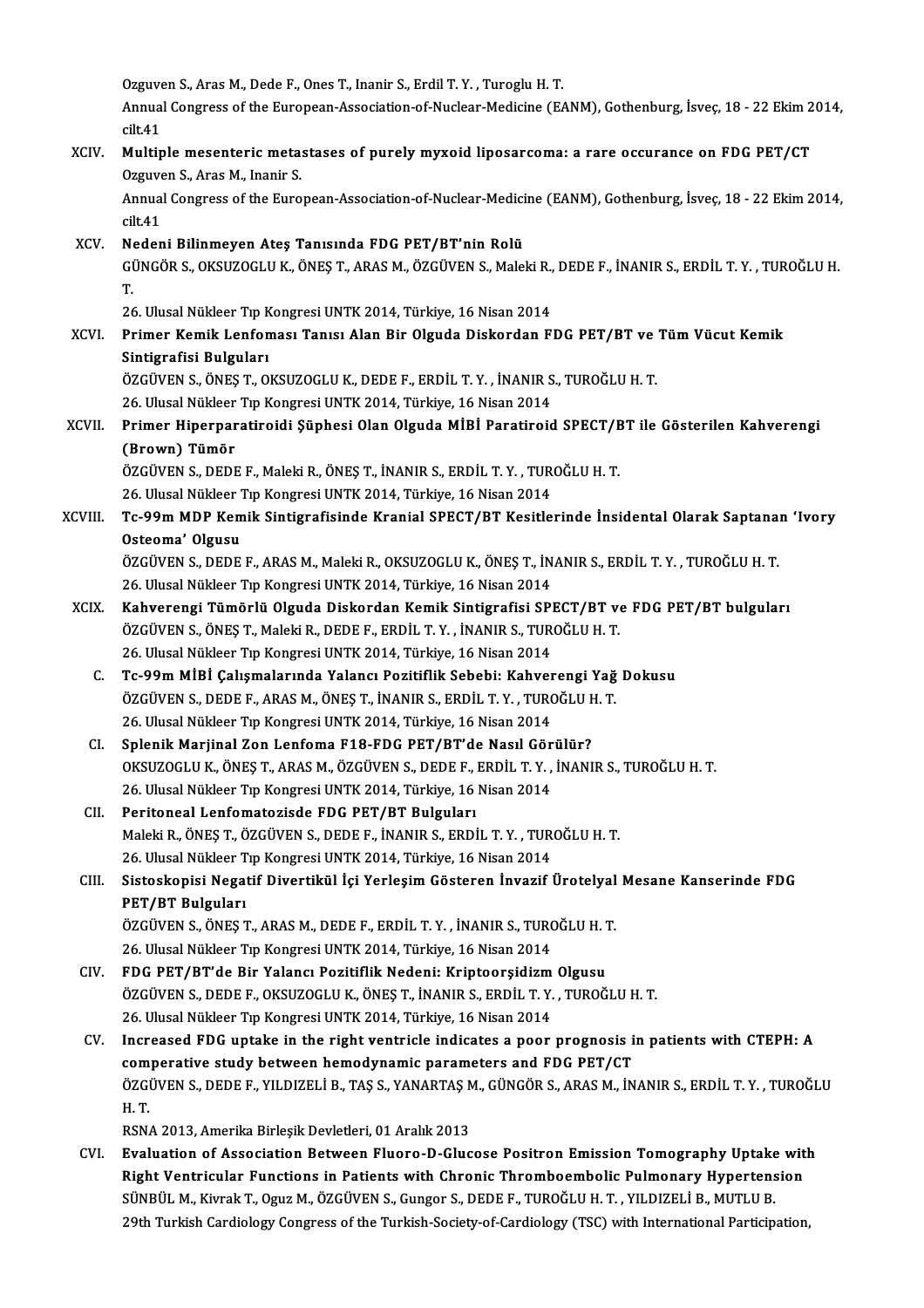Ozguven S., Aras M., Dede F., Ones T., Inanir S., Erdil T. Y. , Turoglu H. T.
Annual Congress of the European-Association-of-Nuclear-Medicine (EANM), Gothenburg, İsveç, 18 - 22 Ekim 2014, cilt.41

XCIV. **Multiple mesenteric metastases of purely myxoid liposarcoma: a rare occurance on FDG PET/CT**
Ozguven S., Aras M., Inanir S.
Annual Congress of the European-Association-of-Nuclear-Medicine (EANM), Gothenburg, İsveç, 18 - 22 Ekim 2014, cilt.41

XCV. **Nedeni Bilinmeyen Ateş Tanısında FDG PET/BT'nin Rolü**
GÜNGÖR S., OKSUZOGLU K., ÖNEŞ T., ARAS M., ÖZGÜVEN S., Maleki R., DEDE F., İNANIR S., ERDİL T. Y. , TUROĞLU H. T.
26. Ulusal Nükleer Tıp Kongresi UNTK 2014, Türkiye, 16 Nisan 2014

XCVI. **Primer Kemik Lenfoması Tanısı Alan Bir Olguda Diskordan FDG PET/BT ve Tüm Vücut Kemik Sintigrafisi Bulguları**
ÖZGÜVEN S., ÖNEŞ T., OKSUZOGLU K., DEDE F., ERDİL T. Y. , İNANIR S., TUROĞLU H. T.
26. Ulusal Nükleer Tıp Kongresi UNTK 2014, Türkiye, 16 Nisan 2014

XCVII. **Primer Hiperparatiroidi Şüphesi Olan Olguda MİBİ Paratiroid SPECT/BT ile Gösterilen Kahverengi (Brown) Tümör**
ÖZGÜVEN S., DEDE F., Maleki R., ÖNEŞ T., İNANIR S., ERDİL T. Y. , TUROĞLU H. T.
26. Ulusal Nükleer Tıp Kongresi UNTK 2014, Türkiye, 16 Nisan 2014

XCVIII. **Tc-99m MDP Kemik Sintigrafisinde Kranial SPECT/BT Kesitlerinde İnsidental Olarak Saptanan 'Ivory Osteoma' Olgusu**
ÖZGÜVEN S., DEDE F., ARAS M., Maleki R., OKSUZOGLU K., ÖNEŞ T., İNANIR S., ERDİL T. Y. , TUROĞLU H. T.
26. Ulusal Nükleer Tıp Kongresi UNTK 2014, Türkiye, 16 Nisan 2014

XCIX. **Kahverengi Tümörlü Olguda Diskordan Kemik Sintigrafisi SPECT/BT ve FDG PET/BT bulguları**
ÖZGÜVEN S., ÖNEŞ T., Maleki R., DEDE F., ERDİL T. Y. , İNANIR S., TUROĞLU H. T.
26. Ulusal Nükleer Tıp Kongresi UNTK 2014, Türkiye, 16 Nisan 2014

C. **Tc-99m MİBİ Çalışmalarında Yalancı Pozitiflik Sebebi: Kahverengi Yağ Dokusu**
ÖZGÜVEN S., DEDE F., ARAS M., ÖNEŞ T., İNANIR S., ERDİL T. Y. , TUROĞLU H. T.
26. Ulusal Nükleer Tıp Kongresi UNTK 2014, Türkiye, 16 Nisan 2014

CI. **Splenik Marjinal Zon Lenfoma F18-FDG PET/BT'de Nasıl Görülür?**
OKSUZOGLU K., ÖNEŞ T., ARAS M., ÖZGÜVEN S., DEDE F., ERDİL T. Y. , İNANIR S., TUROĞLU H. T.
26. Ulusal Nükleer Tıp Kongresi UNTK 2014, Türkiye, 16 Nisan 2014

CII. **Peritoneal Lenfomatozisde FDG PET/BT Bulguları**
Maleki R., ÖNEŞ T., ÖZGÜVEN S., DEDE F., İNANIR S., ERDİL T. Y. , TUROĞLU H. T.
26. Ulusal Nükleer Tıp Kongresi UNTK 2014, Türkiye, 16 Nisan 2014

CIII. **Sistoskopisi Negatif Divertikül İçi Yerleşim Gösteren İnvazif Ürotelyal Mesane Kanserinde FDG PET/BT Bulguları**
ÖZGÜVEN S., ÖNEŞ T., ARAS M., DEDE F., ERDİL T. Y. , İNANIR S., TUROĞLU H. T.
26. Ulusal Nükleer Tıp Kongresi UNTK 2014, Türkiye, 16 Nisan 2014

CIV. **FDG PET/BT'de Bir Yalancı Pozitiflik Nedeni: Kriptoorşidizm Olgusu**
ÖZGÜVEN S., DEDE F., OKSUZOGLU K., ÖNEŞ T., İNANIR S., ERDİL T. Y. , TUROĞLU H. T.
26. Ulusal Nükleer Tıp Kongresi UNTK 2014, Türkiye, 16 Nisan 2014

CV. **Increased FDG uptake in the right ventricle indicates a poor prognosis in patients with CTEPH: A comperative study between hemodynamic parameters and FDG PET/CT**
ÖZGÜVEN S., DEDE F., YILDIZELİ B., TAŞ S., YANARTAŞ M., GÜNGÖR S., ARAS M., İNANIR S., ERDİL T. Y. , TUROĞLU H. T.
RSNA 2013, Amerika Birleşik Devletleri, 01 Aralık 2013

CVI. **Evaluation of Association Between Fluoro-D-Glucose Positron Emission Tomography Uptake with Right Ventricular Functions in Patients with Chronic Thromboembolic Pulmonary Hypertension**
SÜNBÜL M., Kivrak T., Oguz M., ÖZGÜVEN S., Gungor S., DEDE F., TUROĞLU H. T. , YILDIZELİ B., MUTLU B.
29th Turkish Cardiology Congress of the Turkish-Society-of-Cardiology (TSC) with International Participation,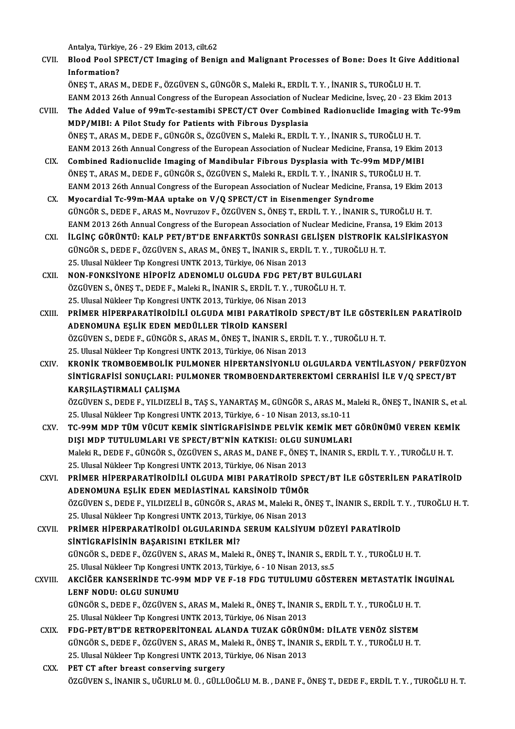Antalya, Türkiye, 26 - 29 Ekim 2013, cilt.62

CVII. **Blood Pool SPECT/CT Imaging of Benign and Malignant Processes of Bone: Does It Give Additional Information?**
ÖNEŞ T., ARAS M., DEDE F., ÖZGÜVEN S., GÜNGÖR S., Maleki R., ERDİL T. Y., İNANIR S., TUROĞLU H. T.
EANM 2013 26th Annual Congress of the European Association of Nuclear Medicine, İsveç, 20 - 23 Ekim 2013

CVIII. **The Added Value of 99mTc-sestamibi SPECT/CT Over Combined Radionuclide Imaging with Tc-99m MDP/MIBI: A Pilot Study for Patients with Fibrous Dysplasia**
ÖNEŞ T., ARAS M., DEDE F., GÜNGÖR S., ÖZGÜVEN S., Maleki R., ERDİL T. Y., İNANIR S., TUROĞLU H. T.
EANM 2013 26th Annual Congress of the European Association of Nuclear Medicine, Fransa, 19 Ekim 2013

CIX. **Combined Radionuclide Imaging of Mandibular Fibrous Dysplasia with Tc-99m MDP/MIBI**
ÖNEŞ T., ARAS M., DEDE F., GÜNGÖR S., ÖZGÜVEN S., Maleki R., ERDİL T. Y., İNANIR S., TUROĞLU H. T.
EANM 2013 26th Annual Congress of the European Association of Nuclear Medicine, Fransa, 19 Ekim 2013

CX. **Myocardial Tc-99m-MAA uptake on V/Q SPECT/CT in Eisenmenger Syndrome**
GÜNGÖR S., DEDE F., ARAS M., Novruzov F., ÖZGÜVEN S., ÖNEŞ T., ERDİL T. Y., İNANIR S., TUROĞLU H. T.
EANM 2013 26th Annual Congress of the European Association of Nuclear Medicine, Fransa, 19 Ekim 2013

CXI. **İLGİNÇ GÖRÜNTÜ: KALP PET/BT'DE ENFARKTÜS SONRASI GELİŞEN DİSTROFİK KALSİFİKASYON**
GÜNGÖR S., DEDE F., ÖZGÜVEN S., ARAS M., ÖNEŞ T., İNANIR S., ERDİL T. Y., TUROĞLU H. T.
25. Ulusal Nükleer Tıp Kongresi UNTK 2013, Türkiye, 06 Nisan 2013

CXII. **NON-FONKSİYONE HİPOFİZ ADENOMLU OLGUDA FDG PET/BT BULGULARI**
ÖZGÜVEN S., ÖNEŞ T., DEDE F., Maleki R., İNANIR S., ERDİL T. Y., TUROĞLU H. T.
25. Ulusal Nükleer Tıp Kongresi UNTK 2013, Türkiye, 06 Nisan 2013

CXIII. **PRİMER HİPERPARATİROİDİLİ OLGUDA MIBI PARATİROİD SPECT/BT İLE GÖSTERİLEN PARATİROİD ADENOMUNA EŞLİK EDEN MEDÜLLER TİROİD KANSERİ**
ÖZGÜVEN S., DEDE F., GÜNGÖR S., ARAS M., ÖNEŞ T., İNANIR S., ERDİL T. Y., TUROĞLU H. T.
25. Ulusal Nükleer Tıp Kongresi UNTK 2013, Türkiye, 06 Nisan 2013

CXIV. **KRONİK TROMBOEMBOLİK PULMONER HİPERTANSİYONLU OLGULARDA VENTİLASYON/ PERFÜZYON SİNTİGRAFİSİ SONUÇLARI: PULMONER TROMBOENDARTEREKTOMİ CERRAHİSİ İLE V/Q SPECT/BT KARŞILAŞTIRMALI ÇALIŞMA**
ÖZGÜVEN S., DEDE F., YILDIZELİ B., TAŞ S., YANARTAŞ M., GÜNGÖR S., ARAS M., Maleki R., ÖNEŞ T., İNANIR S., et al.
25. Ulusal Nükleer Tıp Kongresi UNTK 2013, Türkiye, 6 - 10 Nisan 2013, ss.10-11

CXV. **TC-99M MDP TÜM VÜCUT KEMİK SİNTİGRAFİSİNDE PELVİK KEMİK MET GÖRÜNÜMÜ VEREN KEMİK DIŞI MDP TUTULUMLARI VE SPECT/BT'NİN KATKISI: OLGU SUNUMLARI**
Maleki R., DEDE F., GÜNGÖR S., ÖZGÜVEN S., ARAS M., DANE F., ÖNEŞ T., İNANIR S., ERDİL T. Y., TUROĞLU H. T.
25. Ulusal Nükleer Tıp Kongresi UNTK 2013, Türkiye, 06 Nisan 2013

CXVI. **PRİMER HİPERPARATİROİDİLİ OLGUDA MIBI PARATİROİD SPECT/BT İLE GÖSTERİLEN PARATİROİD ADENOMUNA EŞLİK EDEN MEDİASTİNAL KARSİNOİD TÜMÖR**
ÖZGÜVEN S., DEDE F., YILDIZELİ B., GÜNGÖR S., ARAS M., Maleki R., ÖNEŞ T., İNANIR S., ERDİL T. Y., TUROĞLU H. T.
25. Ulusal Nükleer Tıp Kongresi UNTK 2013, Türkiye, 06 Nisan 2013

CXVII. **PRİMER HİPERPARATİROİDİ OLGULARINDA SERUM KALSİYUM DÜZEYİ PARATİROİD SİNTİGRAFİSİNİN BAŞARISINI ETKİLER Mİ?**
GÜNGÖR S., DEDE F., ÖZGÜVEN S., ARAS M., Maleki R., ÖNEŞ T., İNANIR S., ERDİL T. Y., TUROĞLU H. T.
25. Ulusal Nükleer Tıp Kongresi UNTK 2013, Türkiye, 6 - 10 Nisan 2013, ss.5

CXVIII. **AKCİĞER KANSERİNDE TC-99M MDP VE F-18 FDG TUTULUMU GÖSTEREN METASTATİK İNGUİNAL LENF NODU: OLGU SUNUMU**
GÜNGÖR S., DEDE F., ÖZGÜVEN S., ARAS M., Maleki R., ÖNEŞ T., İNANIR S., ERDİL T. Y., TUROĞLU H. T.
25. Ulusal Nükleer Tıp Kongresi UNTK 2013, Türkiye, 06 Nisan 2013

CXIX. **FDG-PET/BT'DE RETROPERİTONEAL ALANDA TUZAK GÖRÜNÜM: DİLATE VENÖZ SİSTEM**
GÜNGÖR S., DEDE F., ÖZGÜVEN S., ARAS M., Maleki R., ÖNEŞ T., İNANIR S., ERDİL T. Y., TUROĞLU H. T.
25. Ulusal Nükleer Tıp Kongresi UNTK 2013, Türkiye, 06 Nisan 2013

CXX. **PET CT after breast conserving surgery**
ÖZGÜVEN S., İNANIR S., UĞURLU M. Ü., GÜLLÜOĞLU M. B., DANE F., ÖNEŞ T., DEDE F., ERDİL T. Y., TUROĞLU H. T.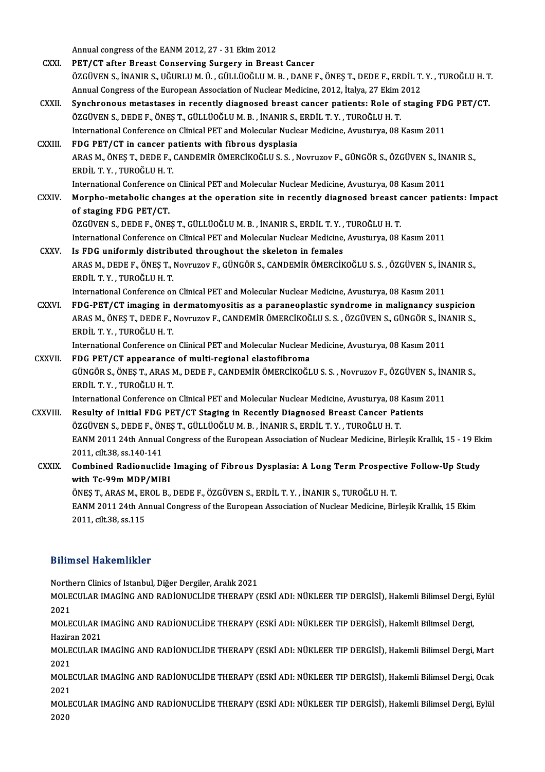Annual congress of the EANM 2012, 27 - 31 Ekim 2012

CXXI. **PET/CT after Breast Conserving Surgery in Breast Cancer**
ÖZGÜVEN S., İNANIR S., UĞURLU M. Ü. , GÜLLÜOĞLU M. B. , DANE F., ÖNEŞ T., DEDE F., ERDİL T. Y. , TUROĞLU H. T.
Annual Congress of the European Association of Nuclear Medicine, 2012, İtalya, 27 Ekim 2012

CXXII. **Synchronous metastases in recently diagnosed breast cancer patients: Role of staging FDG PET/CT.**
ÖZGÜVEN S., DEDE F., ÖNEŞ T., GÜLLÜOĞLU M. B. , İNANIR S., ERDİL T. Y. , TUROĞLU H. T.
International Conference on Clinical PET and Molecular Nuclear Medicine, Avusturya, 08 Kasım 2011

CXXIII. **FDG PET/CT in cancer patients with fibrous dysplasia**
ARAS M., ÖNEŞ T., DEDE F., CANDEMİR ÖMERCİKOĞLU S. S. , Novruzov F., GÜNGÖR S., ÖZGÜVEN S., İNANIR S., ERDİL T. Y. , TUROĞLU H. T.
International Conference on Clinical PET and Molecular Nuclear Medicine, Avusturya, 08 Kasım 2011

CXXIV. **Morpho-metabolic changes at the operation site in recently diagnosed breast cancer patients: Impact of staging FDG PET/CT.**
ÖZGÜVEN S., DEDE F., ÖNEŞ T., GÜLLÜOĞLU M. B. , İNANIR S., ERDİL T. Y. , TUROĞLU H. T.
International Conference on Clinical PET and Molecular Nuclear Medicine, Avusturya, 08 Kasım 2011

CXXV. **Is FDG uniformly distributed throughout the skeleton in females**
ARAS M., DEDE F., ÖNEŞ T., Novruzov F., GÜNGÖR S., CANDEMİR ÖMERCİKOĞLU S. S. , ÖZGÜVEN S., İNANIR S., ERDİL T. Y. , TUROĞLU H. T.
International Conference on Clinical PET and Molecular Nuclear Medicine, Avusturya, 08 Kasım 2011

CXXVI. **FDG-PET/CT imaging in dermatomyositis as a paraneoplastic syndrome in malignancy suspicion**
ARAS M., ÖNEŞ T., DEDE F., Novruzov F., CANDEMİR ÖMERCİKOĞLU S. S. , ÖZGÜVEN S., GÜNGÖR S., İNANIR S., ERDİL T. Y. , TUROĞLU H. T.
International Conference on Clinical PET and Molecular Nuclear Medicine, Avusturya, 08 Kasım 2011

CXXVII. **FDG PET/CT appearance of multi-regional elastofibroma**
GÜNGÖR S., ÖNEŞ T., ARAS M., DEDE F., CANDEMİR ÖMERCİKOĞLU S. S. , Novruzov F., ÖZGÜVEN S., İNANIR S., ERDİL T. Y. , TUROĞLU H. T.
International Conference on Clinical PET and Molecular Nuclear Medicine, Avusturya, 08 Kasım 2011

CXXVIII. **Resulty of Initial FDG PET/CT Staging in Recently Diagnosed Breast Cancer Patients**
ÖZGÜVEN S., DEDE F., ÖNEŞ T., GÜLLÜOĞLU M. B. , İNANIR S., ERDİL T. Y. , TUROĞLU H. T.
EANM 2011 24th Annual Congress of the European Association of Nuclear Medicine, Birleşik Krallık, 15 - 19 Ekim 2011, cilt.38, ss.140-141

CXXIX. **Combined Radionuclide Imaging of Fibrous Dysplasia: A Long Term Prospective Follow-Up Study with Tc-99m MDP/MIBI**
ÖNEŞ T., ARAS M., EROL B., DEDE F., ÖZGÜVEN S., ERDİL T. Y. , İNANIR S., TUROĞLU H. T.
EANM 2011 24th Annual Congress of the European Association of Nuclear Medicine, Birleşik Krallık, 15 Ekim 2011, cilt.38, ss.115

## Bilimsel Hakemlikler

Northern Clinics of Istanbul, Diğer Dergiler, Aralık 2021

MOLECULAR IMAGİNG AND RADİONUCLİDE THERAPY (ESKİ ADI: NÜKLEER TIP DERGİSİ), Hakemli Bilimsel Dergi, Eylül 2021

MOLECULAR IMAGİNG AND RADİONUCLİDE THERAPY (ESKİ ADI: NÜKLEER TIP DERGİSİ), Hakemli Bilimsel Dergi, Haziran 2021

MOLECULAR IMAGİNG AND RADİONUCLİDE THERAPY (ESKİ ADI: NÜKLEER TIP DERGİSİ), Hakemli Bilimsel Dergi, Mart 2021

MOLECULAR IMAGİNG AND RADİONUCLİDE THERAPY (ESKİ ADI: NÜKLEER TIP DERGİSİ), Hakemli Bilimsel Dergi, Ocak 2021

MOLECULAR IMAGİNG AND RADİONUCLİDE THERAPY (ESKİ ADI: NÜKLEER TIP DERGİSİ), Hakemli Bilimsel Dergi, Eylül 2020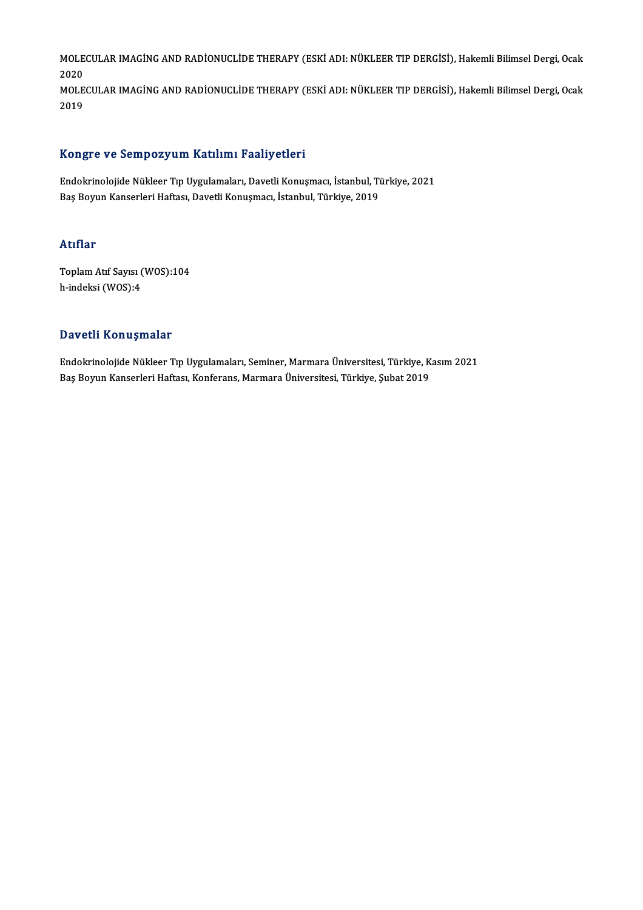MOLECULAR IMAGİNG AND RADİONUCLİDE THERAPY (ESKİ ADI: NÜKLEER TIP DERGİSİ), Hakemli Bilimsel Dergi, Ocak 2020

MOLECULAR IMAGİNG AND RADİONUCLİDE THERAPY (ESKİ ADI: NÜKLEER TIP DERGİSİ), Hakemli Bilimsel Dergi, Ocak 2019

## Kongre ve Sempozyum Katılımı Faaliyetleri

Endokrinolojide Nükleer Tıp Uygulamaları, Davetli Konuşmacı, İstanbul, Türkiye, 2021

Baş Boyun Kanserleri Haftası, Davetli Konuşmacı, İstanbul, Türkiye, 2019

## Atıflar

Toplam Atıf Sayısı (WOS):104

h-indeksi (WOS):4

## Davetli Konuşmalar

Endokrinolojide Nükleer Tıp Uygulamaları, Seminer, Marmara Üniversitesi, Türkiye, Kasım 2021

Baş Boyun Kanserleri Haftası, Konferans, Marmara Üniversitesi, Türkiye, Şubat 2019